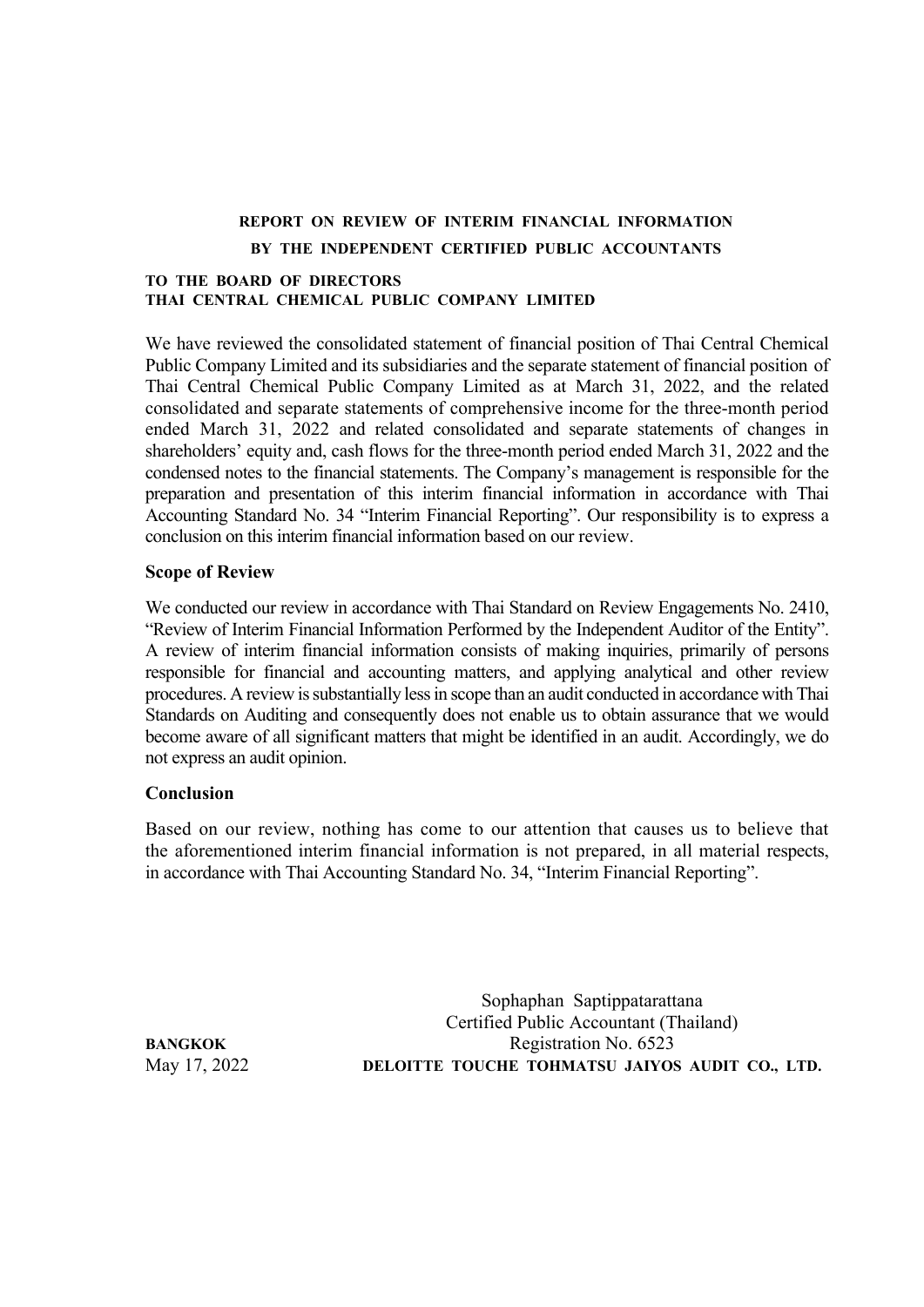## REPORT ON REVIEW OF INTERIM FINANCIAL INFORMATION
## BY THE INDEPENDENT CERTIFIED PUBLIC ACCOUNTANTS

**TO THE BOARD OF DIRECTORS**
**THAI CENTRAL CHEMICAL PUBLIC COMPANY LIMITED**

We have reviewed the consolidated statement of financial position of Thai Central Chemical Public Company Limited and its subsidiaries and the separate statement of financial position of Thai Central Chemical Public Company Limited as at March 31, 2022, and the related consolidated and separate statements of comprehensive income for the three-month period ended March 31, 2022 and related consolidated and separate statements of changes in shareholders' equity and, cash flows for the three-month period ended March 31, 2022 and the condensed notes to the financial statements. The Company's management is responsible for the preparation and presentation of this interim financial information in accordance with Thai Accounting Standard No. 34 "Interim Financial Reporting". Our responsibility is to express a conclusion on this interim financial information based on our review.

### Scope of Review

We conducted our review in accordance with Thai Standard on Review Engagements No. 2410, "Review of Interim Financial Information Performed by the Independent Auditor of the Entity". A review of interim financial information consists of making inquiries, primarily of persons responsible for financial and accounting matters, and applying analytical and other review procedures. A review is substantially less in scope than an audit conducted in accordance with Thai Standards on Auditing and consequently does not enable us to obtain assurance that we would become aware of all significant matters that might be identified in an audit. Accordingly, we do not express an audit opinion.

### Conclusion

Based on our review, nothing has come to our attention that causes us to believe that the aforementioned interim financial information is not prepared, in all material respects, in accordance with Thai Accounting Standard No. 34, "Interim Financial Reporting".

Sophaphan Saptippatarattana
Certified Public Accountant (Thailand)
Registration No. 6523
**DELOITTE TOUCHE TOHMATSU JAIYOS AUDIT CO., LTD.**

**BANGKOK**
May 17, 2022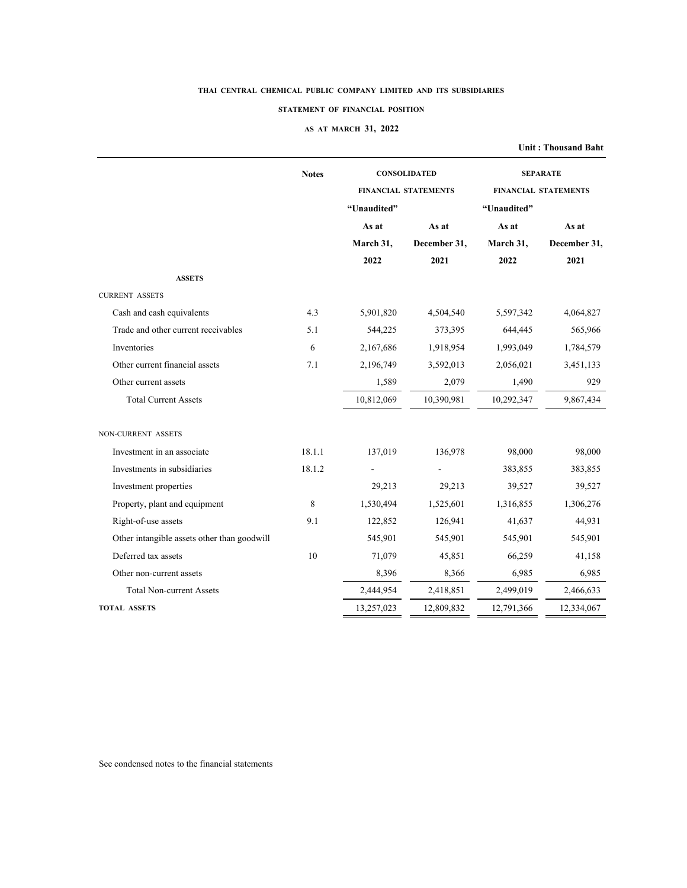THAI CENTRAL CHEMICAL PUBLIC COMPANY LIMITED AND ITS SUBSIDIARIES

STATEMENT OF FINANCIAL POSITION

AS AT MARCH 31, 2022

Unit : Thousand Baht

| | Notes | CONSOLIDATED FINANCIAL STATEMENTS | | SEPARATE FINANCIAL STATEMENTS | |
|---|---|---|---|---|---|
| | | "Unaudited" As at March 31, 2022 | As at December 31, 2021 | "Unaudited" As at March 31, 2022 | As at December 31, 2021 |
| **ASSETS** | | | | | |
| CURRENT ASSETS | | | | | |
| Cash and cash equivalents | 4.3 | 5,901,820 | 4,504,540 | 5,597,342 | 4,064,827 |
| Trade and other current receivables | 5.1 | 544,225 | 373,395 | 644,445 | 565,966 |
| Inventories | 6 | 2,167,686 | 1,918,954 | 1,993,049 | 1,784,579 |
| Other current financial assets | 7.1 | 2,196,749 | 3,592,013 | 2,056,021 | 3,451,133 |
| Other current assets | | 1,589 | 2,079 | 1,490 | 929 |
| Total Current Assets | | 10,812,069 | 10,390,981 | 10,292,347 | 9,867,434 |
| NON-CURRENT ASSETS | | | | | |
| Investment in an associate | 18.1.1 | 137,019 | 136,978 | 98,000 | 98,000 |
| Investments in subsidiaries | 18.1.2 | - | - | 383,855 | 383,855 |
| Investment properties | | 29,213 | 29,213 | 39,527 | 39,527 |
| Property, plant and equipment | 8 | 1,530,494 | 1,525,601 | 1,316,855 | 1,306,276 |
| Right-of-use assets | 9.1 | 122,852 | 126,941 | 41,637 | 44,931 |
| Other intangible assets other than goodwill | | 545,901 | 545,901 | 545,901 | 545,901 |
| Deferred tax assets | 10 | 71,079 | 45,851 | 66,259 | 41,158 |
| Other non-current assets | | 8,396 | 8,366 | 6,985 | 6,985 |
| Total Non-current Assets | | 2,444,954 | 2,418,851 | 2,499,019 | 2,466,633 |
| **TOTAL ASSETS** | | 13,257,023 | 12,809,832 | 12,791,366 | 12,334,067 |

See condensed notes to the financial statements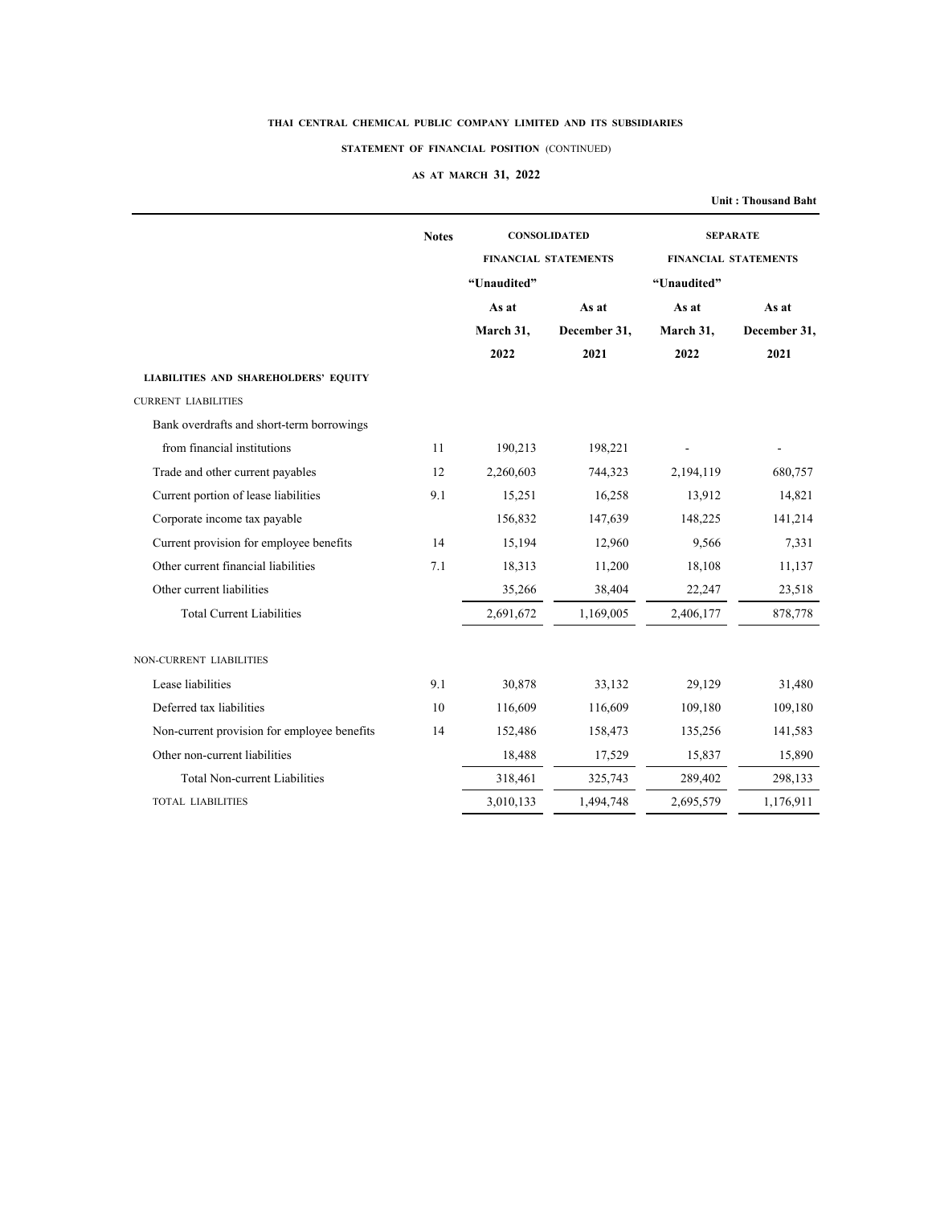**THAI CENTRAL CHEMICAL PUBLIC COMPANY LIMITED AND ITS SUBSIDIARIES**

**STATEMENT OF FINANCIAL POSITION** (CONTINUED)

**AS AT MARCH 31, 2022**

**Unit : Thousand Baht**

| | Notes | CONSOLIDATED FINANCIAL STATEMENTS | | SEPARATE FINANCIAL STATEMENTS | |
|---|---|---|---|---|---|
| | | "Unaudited" | | "Unaudited" | |
| | | As at March 31, 2022 | As at December 31, 2021 | As at March 31, 2022 | As at December 31, 2021 |
| **LIABILITIES AND SHAREHOLDERS' EQUITY** | | | | | |
| CURRENT LIABILITIES | | | | | |
| Bank overdrafts and short-term borrowings from financial institutions | 11 | 190,213 | 198,221 | - | - |
| Trade and other current payables | 12 | 2,260,603 | 744,323 | 2,194,119 | 680,757 |
| Current portion of lease liabilities | 9.1 | 15,251 | 16,258 | 13,912 | 14,821 |
| Corporate income tax payable | | 156,832 | 147,639 | 148,225 | 141,214 |
| Current provision for employee benefits | 14 | 15,194 | 12,960 | 9,566 | 7,331 |
| Other current financial liabilities | 7.1 | 18,313 | 11,200 | 18,108 | 11,137 |
| Other current liabilities | | 35,266 | 38,404 | 22,247 | 23,518 |
| Total Current Liabilities | | 2,691,672 | 1,169,005 | 2,406,177 | 878,778 |
| NON-CURRENT LIABILITIES | | | | | |
| Lease liabilities | 9.1 | 30,878 | 33,132 | 29,129 | 31,480 |
| Deferred tax liabilities | 10 | 116,609 | 116,609 | 109,180 | 109,180 |
| Non-current provision for employee benefits | 14 | 152,486 | 158,473 | 135,256 | 141,583 |
| Other non-current liabilities | | 18,488 | 17,529 | 15,837 | 15,890 |
| Total Non-current Liabilities | | 318,461 | 325,743 | 289,402 | 298,133 |
| TOTAL LIABILITIES | | 3,010,133 | 1,494,748 | 2,695,579 | 1,176,911 |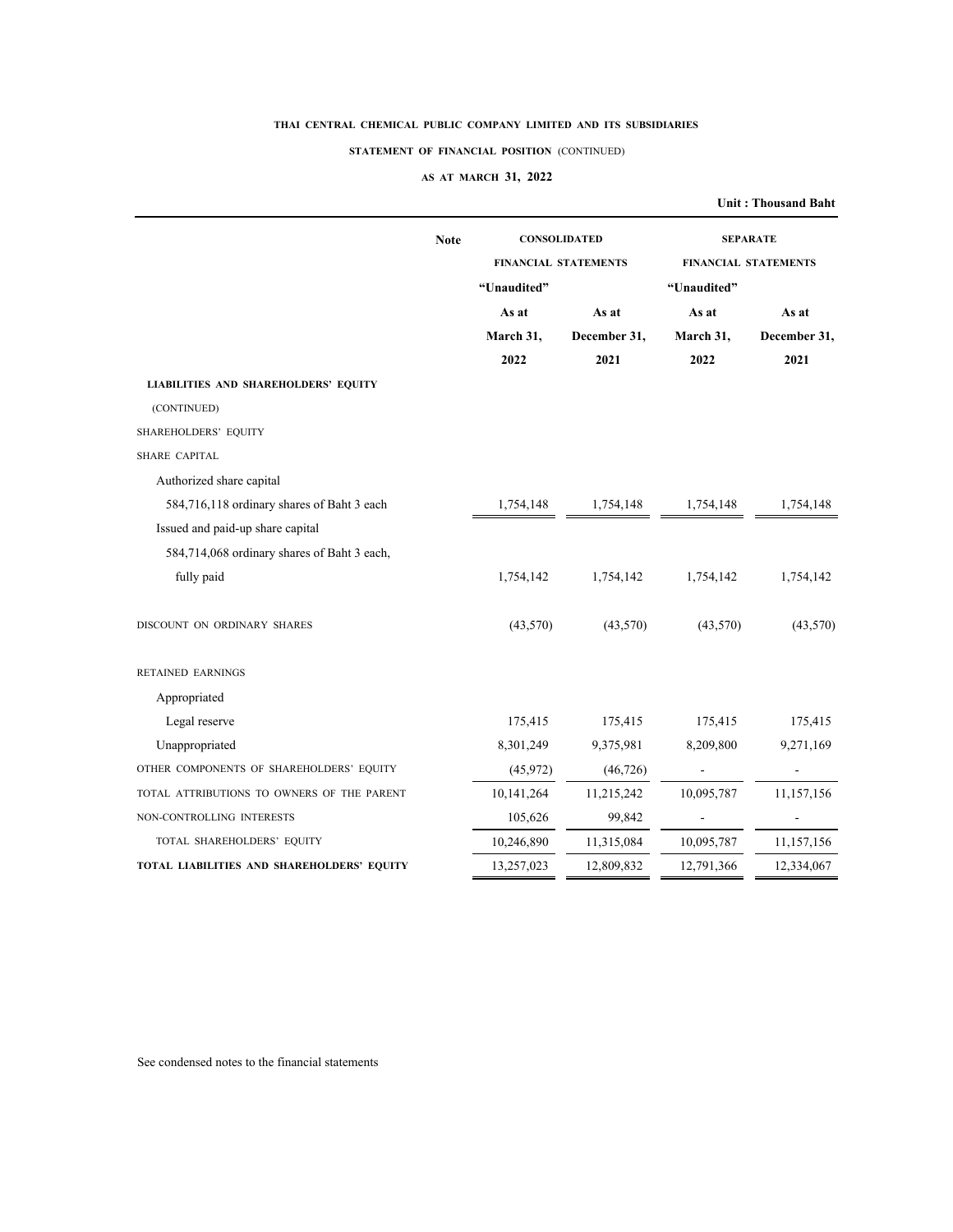**THAI CENTRAL CHEMICAL PUBLIC COMPANY LIMITED AND ITS SUBSIDIARIES**

**STATEMENT OF FINANCIAL POSITION** (CONTINUED)

**AS AT MARCH 31, 2022**

**Unit : Thousand Baht**

| | Note | CONSOLIDATED FINANCIAL STATEMENTS | | SEPARATE FINANCIAL STATEMENTS | |
|---|---|---|---|---|---|
| | | "Unaudited" As at March 31, 2022 | As at December 31, 2021 | "Unaudited" As at March 31, 2022 | As at December 31, 2021 |
| **LIABILITIES AND SHAREHOLDERS' EQUITY** | | | | | |
| (CONTINUED) | | | | | |
| SHAREHOLDERS' EQUITY | | | | | |
| SHARE CAPITAL | | | | | |
| Authorized share capital | | | | | |
| 584,716,118 ordinary shares of Baht 3 each | | 1,754,148 | 1,754,148 | 1,754,148 | 1,754,148 |
| Issued and paid-up share capital | | | | | |
| 584,714,068 ordinary shares of Baht 3 each, fully paid | | 1,754,142 | 1,754,142 | 1,754,142 | 1,754,142 |
| DISCOUNT ON ORDINARY SHARES | | (43,570) | (43,570) | (43,570) | (43,570) |
| RETAINED EARNINGS | | | | | |
| Appropriated | | | | | |
| Legal reserve | | 175,415 | 175,415 | 175,415 | 175,415 |
| Unappropriated | | 8,301,249 | 9,375,981 | 8,209,800 | 9,271,169 |
| OTHER COMPONENTS OF SHAREHOLDERS' EQUITY | | (45,972) | (46,726) | - | - |
| TOTAL ATTRIBUTIONS TO OWNERS OF THE PARENT | | 10,141,264 | 11,215,242 | 10,095,787 | 11,157,156 |
| NON-CONTROLLING INTERESTS | | 105,626 | 99,842 | - | - |
| TOTAL SHAREHOLDERS' EQUITY | | 10,246,890 | 11,315,084 | 10,095,787 | 11,157,156 |
| **TOTAL LIABILITIES AND SHAREHOLDERS' EQUITY** | | 13,257,023 | 12,809,832 | 12,791,366 | 12,334,067 |

See condensed notes to the financial statements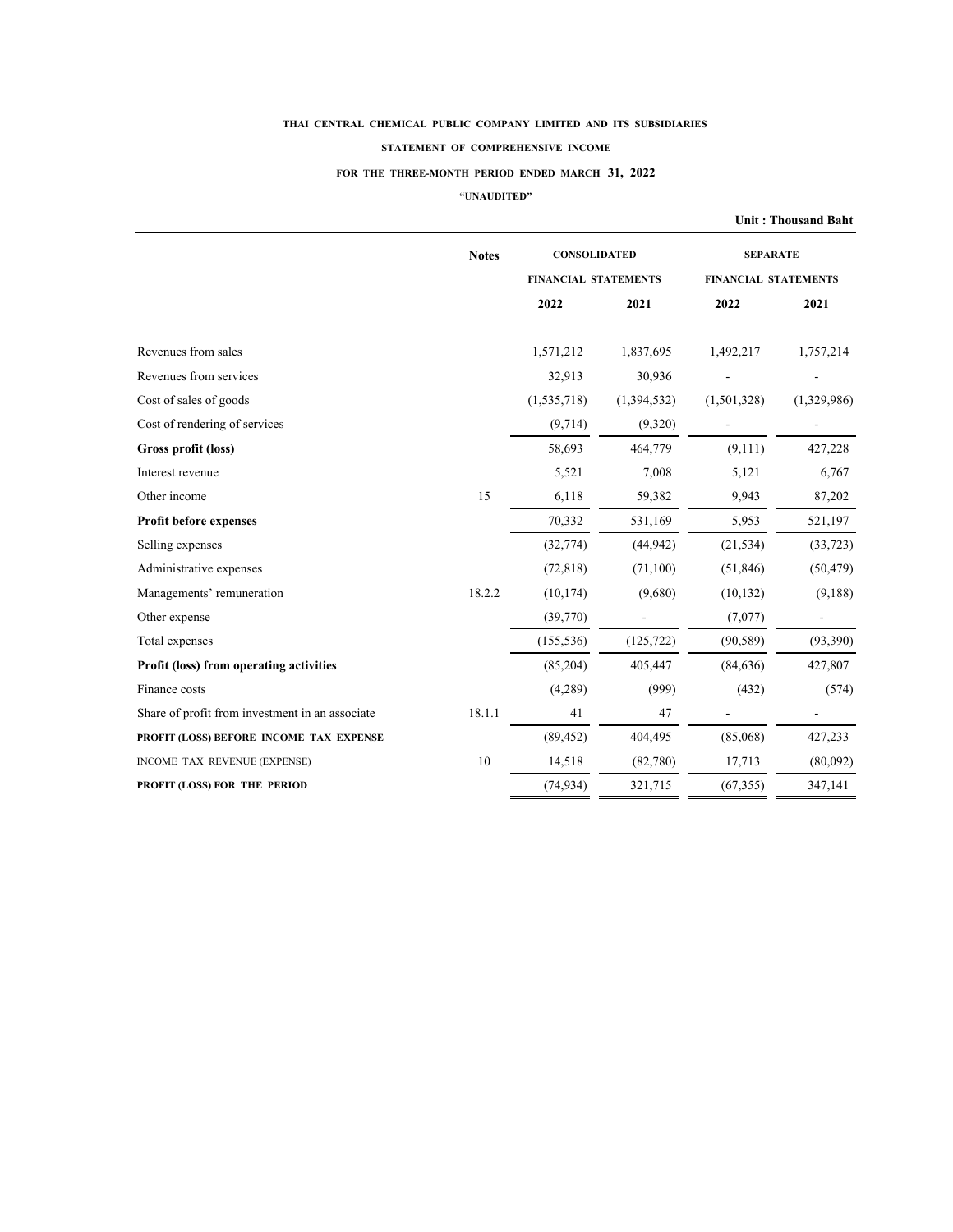**THAI CENTRAL CHEMICAL PUBLIC COMPANY LIMITED AND ITS SUBSIDIARIES**

**STATEMENT OF COMPREHENSIVE INCOME**

**FOR THE THREE-MONTH PERIOD ENDED MARCH 31, 2022**

**"UNAUDITED"**

**Unit : Thousand Baht**

| | Notes | CONSOLIDATED FINANCIAL STATEMENTS | | SEPARATE FINANCIAL STATEMENTS | |
|---|---|---|---|---|---|
| | | 2022 | 2021 | 2022 | 2021 |
| Revenues from sales | | 1,571,212 | 1,837,695 | 1,492,217 | 1,757,214 |
| Revenues from services | | 32,913 | 30,936 | - | - |
| Cost of sales of goods | | (1,535,718) | (1,394,532) | (1,501,328) | (1,329,986) |
| Cost of rendering of services | | (9,714) | (9,320) | - | - |
| **Gross profit (loss)** | | 58,693 | 464,779 | (9,111) | 427,228 |
| Interest revenue | | 5,521 | 7,008 | 5,121 | 6,767 |
| Other income | 15 | 6,118 | 59,382 | 9,943 | 87,202 |
| **Profit before expenses** | | 70,332 | 531,169 | 5,953 | 521,197 |
| Selling expenses | | (32,774) | (44,942) | (21,534) | (33,723) |
| Administrative expenses | | (72,818) | (71,100) | (51,846) | (50,479) |
| Managements' remuneration | 18.2.2 | (10,174) | (9,680) | (10,132) | (9,188) |
| Other expense | | (39,770) | - | (7,077) | - |
| Total expenses | | (155,536) | (125,722) | (90,589) | (93,390) |
| **Profit (loss) from operating activities** | | (85,204) | 405,447 | (84,636) | 427,807 |
| Finance costs | | (4,289) | (999) | (432) | (574) |
| Share of profit from investment in an associate | 18.1.1 | 41 | 47 | - | - |
| **PROFIT (LOSS) BEFORE INCOME TAX EXPENSE** | | (89,452) | 404,495 | (85,068) | 427,233 |
| INCOME TAX REVENUE (EXPENSE) | 10 | 14,518 | (82,780) | 17,713 | (80,092) |
| **PROFIT (LOSS) FOR THE PERIOD** | | (74,934) | 321,715 | (67,355) | 347,141 |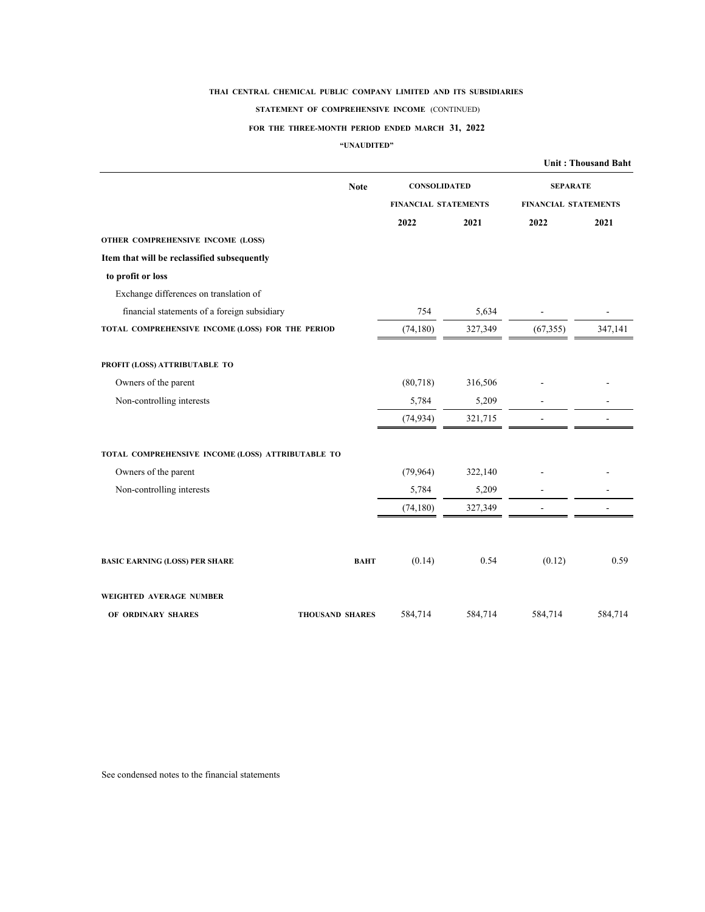**THAI CENTRAL CHEMICAL PUBLIC COMPANY LIMITED AND ITS SUBSIDIARIES**

**STATEMENT OF COMPREHENSIVE INCOME (CONTINUED)**

**FOR THE THREE-MONTH PERIOD ENDED MARCH 31, 2022**

**"UNAUDITED"**

**Unit : Thousand Baht**

| | Note | CONSOLIDATED FINANCIAL STATEMENTS | | SEPARATE FINANCIAL STATEMENTS | |
|---|---|---|---|---|---|
| | | 2022 | 2021 | 2022 | 2021 |
| **OTHER COMPREHENSIVE INCOME (LOSS)** | | | | | |
| **Item that will be reclassified subsequently to profit or loss** | | | | | |
| Exchange differences on translation of financial statements of a foreign subsidiary | | 754 | 5,634 | - | - |
| **TOTAL COMPREHENSIVE INCOME (LOSS) FOR THE PERIOD** | | (74,180) | 327,349 | (67,355) | 347,141 |
| | | | | | |
| **PROFIT (LOSS) ATTRIBUTABLE TO** | | | | | |
| Owners of the parent | | (80,718) | 316,506 | - | - |
| Non-controlling interests | | 5,784 | 5,209 | - | - |
| | | (74,934) | 321,715 | - | - |
| | | | | | |
| **TOTAL COMPREHENSIVE INCOME (LOSS) ATTRIBUTABLE TO** | | | | | |
| Owners of the parent | | (79,964) | 322,140 | - | - |
| Non-controlling interests | | 5,784 | 5,209 | - | - |
| | | (74,180) | 327,349 | - | - |
| | | | | | |
| **BASIC EARNING (LOSS) PER SHARE** | **BAHT** | (0.14) | 0.54 | (0.12) | 0.59 |
| | | | | | |
| **WEIGHTED AVERAGE NUMBER OF ORDINARY SHARES** | **THOUSAND SHARES** | 584,714 | 584,714 | 584,714 | 584,714 |

See condensed notes to the financial statements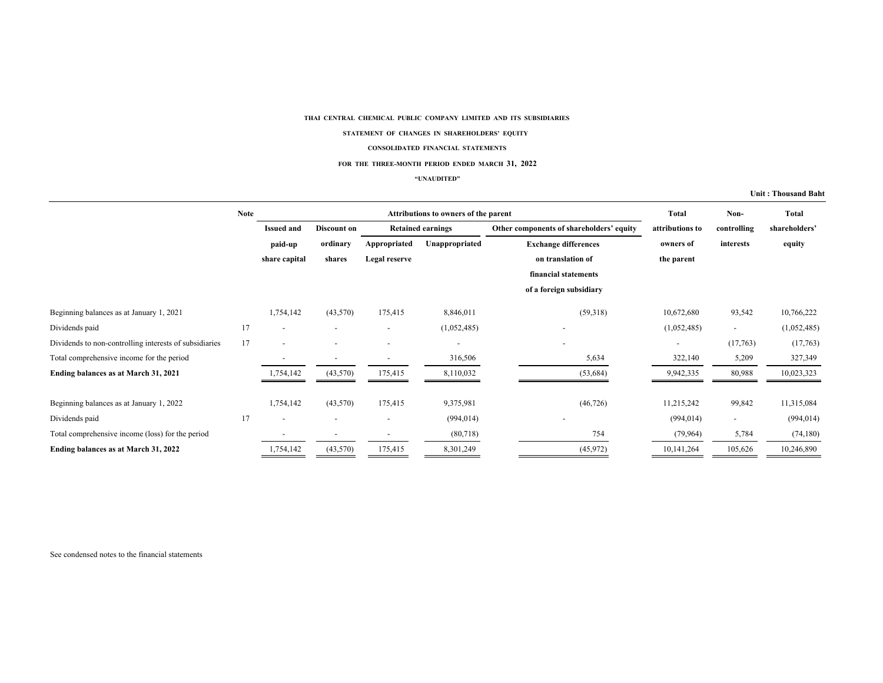THAI CENTRAL CHEMICAL PUBLIC COMPANY LIMITED AND ITS SUBSIDIARIES

STATEMENT OF CHANGES IN SHAREHOLDERS' EQUITY

CONSOLIDATED FINANCIAL STATEMENTS

FOR THE THREE-MONTH PERIOD ENDED MARCH 31, 2022

"UNAUDITED"

Unit : Thousand Baht

| | Note | Attributions to owners of the parent | | | | | Total attributions to owners of the parent | Non-controlling interests | Total shareholders' equity |
|---|---|---|---|---|---|---|---|---|---|
| | | Issued and paid-up share capital | Discount on ordinary shares | Retained earnings | | Other components of shareholders' equity | | | |
| | | | | Appropriated Legal reserve | Unappropriated | Exchange differences on translation of financial statements of a foreign subsidiary | | | |
| Beginning balances as at January 1, 2021 | | 1,754,142 | (43,570) | 175,415 | 8,846,011 | (59,318) | 10,672,680 | 93,542 | 10,766,222 |
| Dividends paid | 17 | - | - | - | (1,052,485) | - | (1,052,485) | - | (1,052,485) |
| Dividends to non-controlling interests of subsidiaries | 17 | - | - | - | - | - | - | (17,763) | (17,763) |
| Total comprehensive income for the period | | - | - | - | 316,506 | 5,634 | 322,140 | 5,209 | 327,349 |
| **Ending balances as at March 31, 2021** | | 1,754,142 | (43,570) | 175,415 | 8,110,032 | (53,684) | 9,942,335 | 80,988 | 10,023,323 |
| Beginning balances as at January 1, 2022 | | 1,754,142 | (43,570) | 175,415 | 9,375,981 | (46,726) | 11,215,242 | 99,842 | 11,315,084 |
| Dividends paid | 17 | - | - | - | (994,014) | - | (994,014) | - | (994,014) |
| Total comprehensive income (loss) for the period | | - | - | - | (80,718) | 754 | (79,964) | 5,784 | (74,180) |
| **Ending balances as at March 31, 2022** | | 1,754,142 | (43,570) | 175,415 | 8,301,249 | (45,972) | 10,141,264 | 105,626 | 10,246,890 |

See condensed notes to the financial statements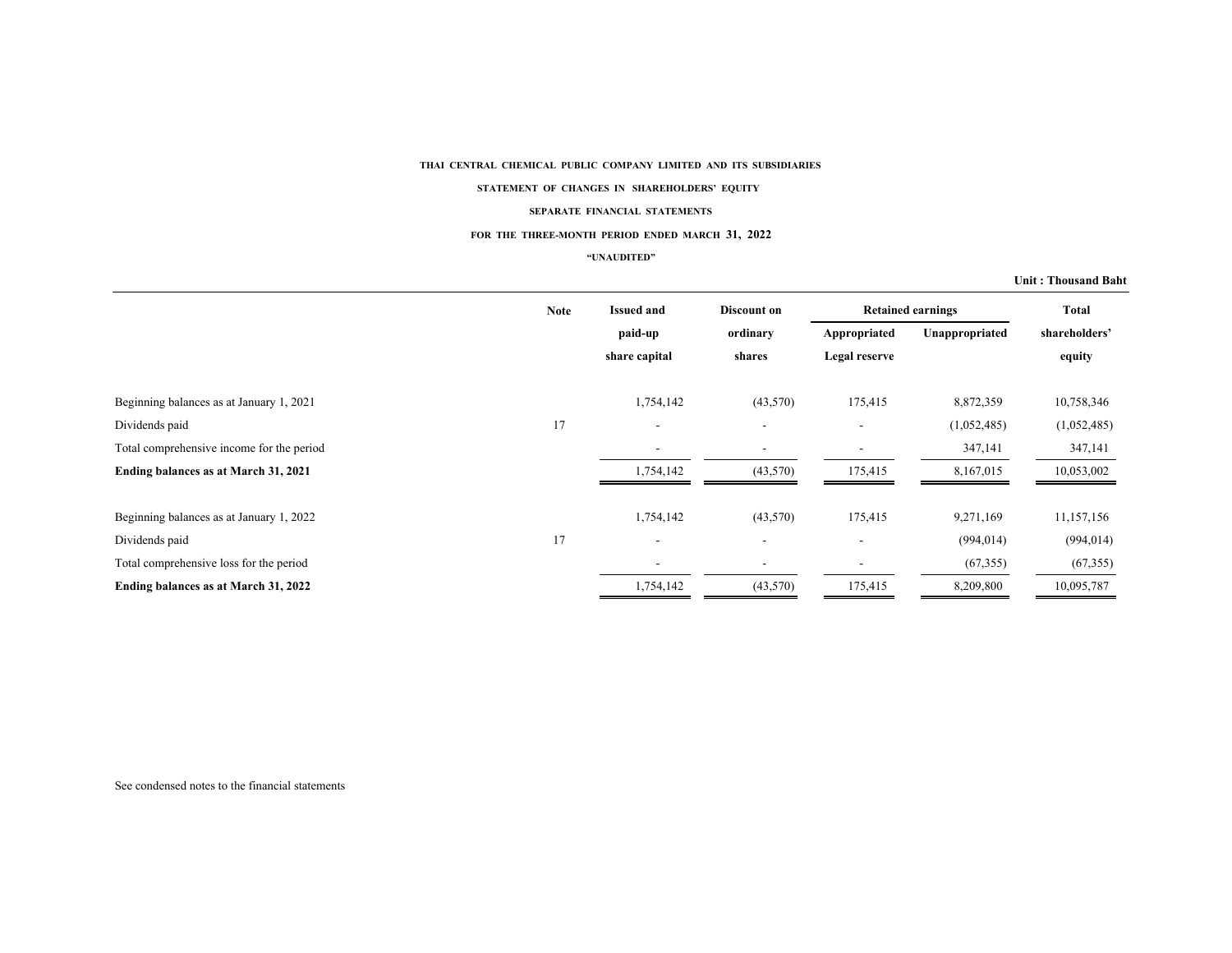**THAI CENTRAL CHEMICAL PUBLIC COMPANY LIMITED AND ITS SUBSIDIARIES**

**STATEMENT OF CHANGES IN SHAREHOLDERS' EQUITY**

**SEPARATE FINANCIAL STATEMENTS**

**FOR THE THREE-MONTH PERIOD ENDED MARCH 31, 2022**

**"UNAUDITED"**

**Unit : Thousand Baht**

| | Note | Issued and paid-up share capital | Discount on ordinary shares | Retained earnings | | Total shareholders' equity |
|---|---|---|---|---|---|---|
| | | | | Appropriated Legal reserve | Unappropriated | |
| Beginning balances as at January 1, 2021 | | 1,754,142 | (43,570) | 175,415 | 8,872,359 | 10,758,346 |
| Dividends paid | 17 | - | - | - | (1,052,485) | (1,052,485) |
| Total comprehensive income for the period | | - | - | - | 347,141 | 347,141 |
| **Ending balances as at March 31, 2021** | | 1,754,142 | (43,570) | 175,415 | 8,167,015 | 10,053,002 |
| Beginning balances as at January 1, 2022 | | 1,754,142 | (43,570) | 175,415 | 9,271,169 | 11,157,156 |
| Dividends paid | 17 | - | - | - | (994,014) | (994,014) |
| Total comprehensive loss for the period | | - | - | - | (67,355) | (67,355) |
| **Ending balances as at March 31, 2022** | | 1,754,142 | (43,570) | 175,415 | 8,209,800 | 10,095,787 |

See condensed notes to the financial statements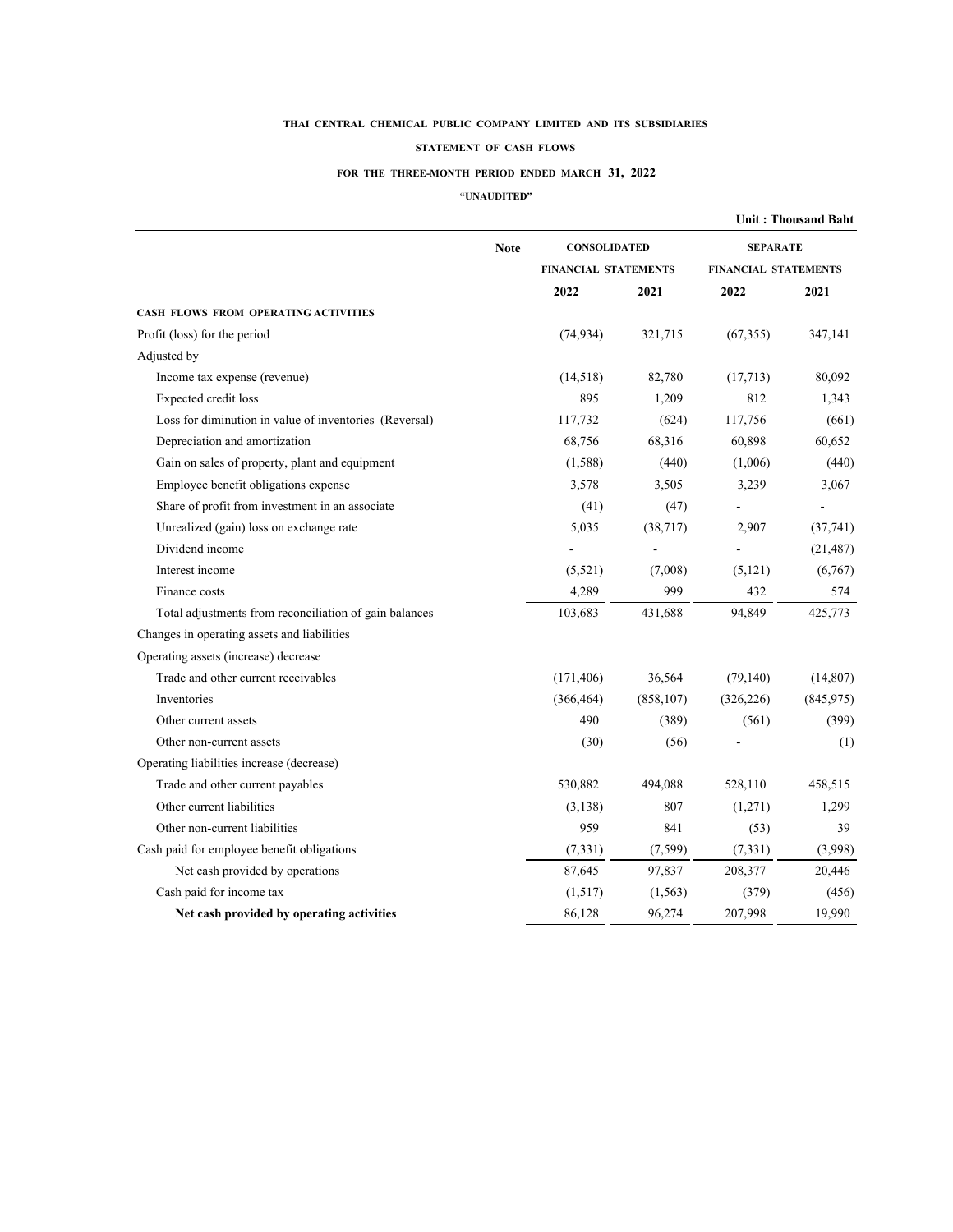THAI CENTRAL CHEMICAL PUBLIC COMPANY LIMITED AND ITS SUBSIDIARIES

STATEMENT OF CASH FLOWS

FOR THE THREE-MONTH PERIOD ENDED MARCH 31, 2022

"UNAUDITED"

Unit : Thousand Baht

| | Note | CONSOLIDATED FINANCIAL STATEMENTS | | SEPARATE FINANCIAL STATEMENTS | |
|---|---|---|---|---|---|
| | | 2022 | 2021 | 2022 | 2021 |
| **CASH FLOWS FROM OPERATING ACTIVITIES** | | | | | |
| Profit (loss) for the period | | (74,934) | 321,715 | (67,355) | 347,141 |
| Adjusted by | | | | | |
| Income tax expense (revenue) | | (14,518) | 82,780 | (17,713) | 80,092 |
| Expected credit loss | | 895 | 1,209 | 812 | 1,343 |
| Loss for diminution in value of inventories (Reversal) | | 117,732 | (624) | 117,756 | (661) |
| Depreciation and amortization | | 68,756 | 68,316 | 60,898 | 60,652 |
| Gain on sales of property, plant and equipment | | (1,588) | (440) | (1,006) | (440) |
| Employee benefit obligations expense | | 3,578 | 3,505 | 3,239 | 3,067 |
| Share of profit from investment in an associate | | (41) | (47) | - | - |
| Unrealized (gain) loss on exchange rate | | 5,035 | (38,717) | 2,907 | (37,741) |
| Dividend income | | - | - | - | (21,487) |
| Interest income | | (5,521) | (7,008) | (5,121) | (6,767) |
| Finance costs | | 4,289 | 999 | 432 | 574 |
| Total adjustments from reconciliation of gain balances | | 103,683 | 431,688 | 94,849 | 425,773 |
| Changes in operating assets and liabilities | | | | | |
| Operating assets (increase) decrease | | | | | |
| Trade and other current receivables | | (171,406) | 36,564 | (79,140) | (14,807) |
| Inventories | | (366,464) | (858,107) | (326,226) | (845,975) |
| Other current assets | | 490 | (389) | (561) | (399) |
| Other non-current assets | | (30) | (56) | - | (1) |
| Operating liabilities increase (decrease) | | | | | |
| Trade and other current payables | | 530,882 | 494,088 | 528,110 | 458,515 |
| Other current liabilities | | (3,138) | 807 | (1,271) | 1,299 |
| Other non-current liabilities | | 959 | 841 | (53) | 39 |
| Cash paid for employee benefit obligations | | (7,331) | (7,599) | (7,331) | (3,998) |
| Net cash provided by operations | | 87,645 | 97,837 | 208,377 | 20,446 |
| Cash paid for income tax | | (1,517) | (1,563) | (379) | (456) |
| **Net cash provided by operating activities** | | 86,128 | 96,274 | 207,998 | 19,990 |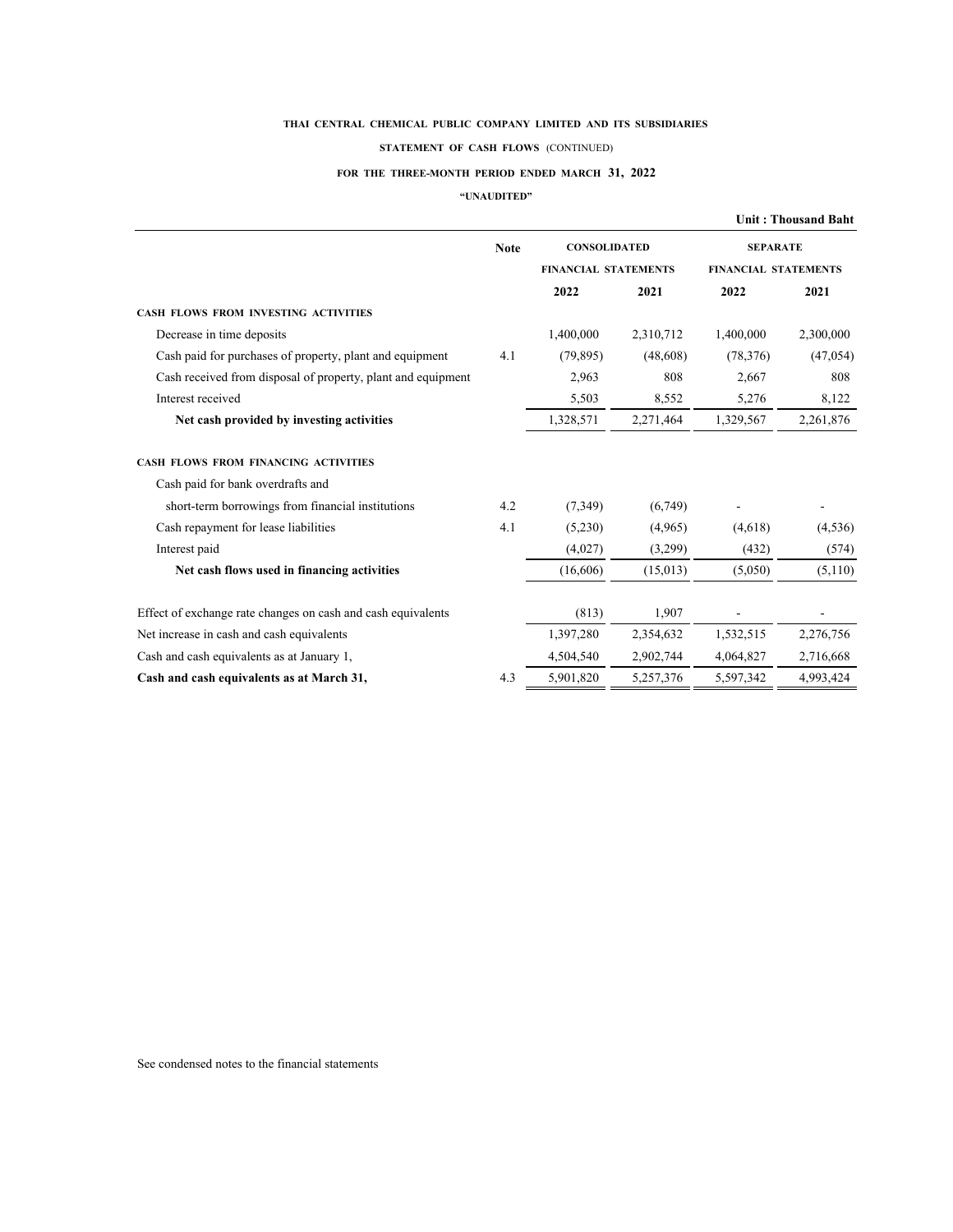**THAI CENTRAL CHEMICAL PUBLIC COMPANY LIMITED AND ITS SUBSIDIARIES**

**STATEMENT OF CASH FLOWS** (CONTINUED)

**FOR THE THREE-MONTH PERIOD ENDED MARCH 31, 2022**

**"UNAUDITED"**

**Unit : Thousand Baht**

| | Note | CONSOLIDATED FINANCIAL STATEMENTS | | SEPARATE FINANCIAL STATEMENTS | |
|---|---|---|---|---|---|
| | | 2022 | 2021 | 2022 | 2021 |
| **CASH FLOWS FROM INVESTING ACTIVITIES** | | | | | |
| Decrease in time deposits | | 1,400,000 | 2,310,712 | 1,400,000 | 2,300,000 |
| Cash paid for purchases of property, plant and equipment | 4.1 | (79,895) | (48,608) | (78,376) | (47,054) |
| Cash received from disposal of property, plant and equipment | | 2,963 | 808 | 2,667 | 808 |
| Interest received | | 5,503 | 8,552 | 5,276 | 8,122 |
| **Net cash provided by investing activities** | | 1,328,571 | 2,271,464 | 1,329,567 | 2,261,876 |
| **CASH FLOWS FROM FINANCING ACTIVITIES** | | | | | |
| Cash paid for bank overdrafts and short-term borrowings from financial institutions | 4.2 | (7,349) | (6,749) | - | - |
| Cash repayment for lease liabilities | 4.1 | (5,230) | (4,965) | (4,618) | (4,536) |
| Interest paid | | (4,027) | (3,299) | (432) | (574) |
| **Net cash flows used in financing activities** | | (16,606) | (15,013) | (5,050) | (5,110) |
| Effect of exchange rate changes on cash and cash equivalents | | (813) | 1,907 | - | - |
| Net increase in cash and cash equivalents | | 1,397,280 | 2,354,632 | 1,532,515 | 2,276,756 |
| Cash and cash equivalents as at January 1, | | 4,504,540 | 2,902,744 | 4,064,827 | 2,716,668 |
| **Cash and cash equivalents as at March 31,** | 4.3 | 5,901,820 | 5,257,376 | 5,597,342 | 4,993,424 |

See condensed notes to the financial statements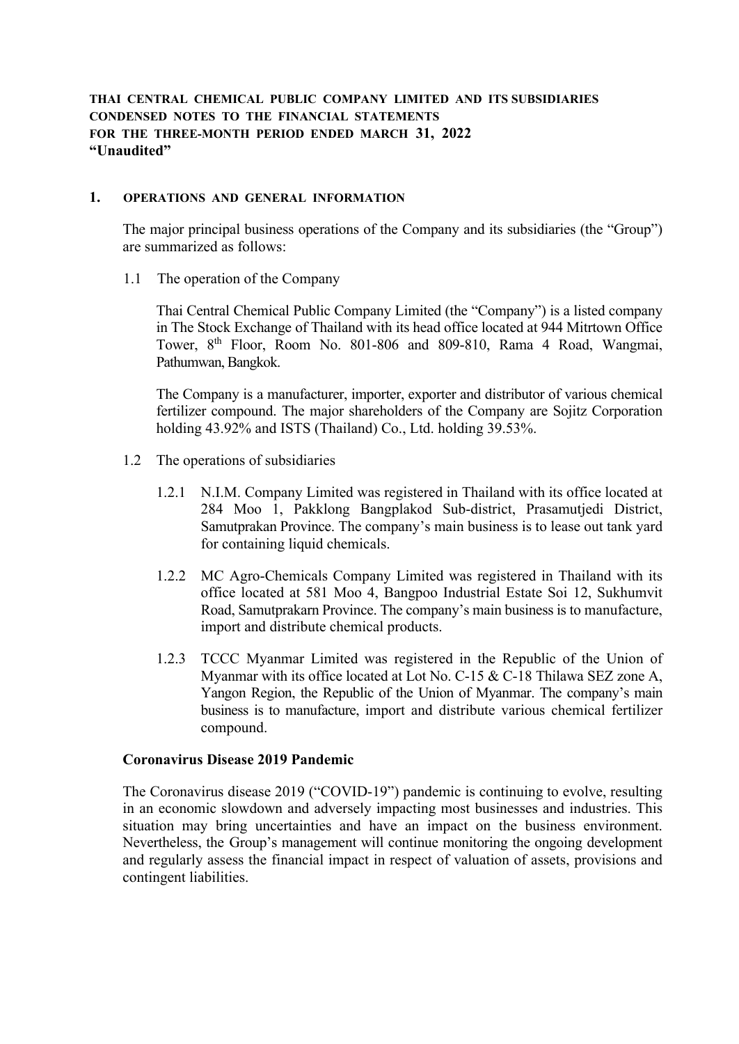**THAI CENTRAL CHEMICAL PUBLIC COMPANY LIMITED AND ITS SUBSIDIARIES**
**CONDENSED NOTES TO THE FINANCIAL STATEMENTS**
**FOR THE THREE-MONTH PERIOD ENDED MARCH 31, 2022**
**"Unaudited"**

## 1. OPERATIONS AND GENERAL INFORMATION

The major principal business operations of the Company and its subsidiaries (the "Group") are summarized as follows:

1.1 The operation of the Company

Thai Central Chemical Public Company Limited (the "Company") is a listed company in The Stock Exchange of Thailand with its head office located at 944 Mitrtown Office Tower, 8th Floor, Room No. 801-806 and 809-810, Rama 4 Road, Wangmai, Pathumwan, Bangkok.

The Company is a manufacturer, importer, exporter and distributor of various chemical fertilizer compound. The major shareholders of the Company are Sojitz Corporation holding 43.92% and ISTS (Thailand) Co., Ltd. holding 39.53%.

1.2 The operations of subsidiaries

1.2.1 N.I.M. Company Limited was registered in Thailand with its office located at 284 Moo 1, Pakklong Bangplakod Sub-district, Prasamutjedi District, Samutprakan Province. The company's main business is to lease out tank yard for containing liquid chemicals.

1.2.2 MC Agro-Chemicals Company Limited was registered in Thailand with its office located at 581 Moo 4, Bangpoo Industrial Estate Soi 12, Sukhumvit Road, Samutprakarn Province. The company's main business is to manufacture, import and distribute chemical products.

1.2.3 TCCC Myanmar Limited was registered in the Republic of the Union of Myanmar with its office located at Lot No. C-15 & C-18 Thilawa SEZ zone A, Yangon Region, the Republic of the Union of Myanmar. The company's main business is to manufacture, import and distribute various chemical fertilizer compound.

**Coronavirus Disease 2019 Pandemic**

The Coronavirus disease 2019 ("COVID-19") pandemic is continuing to evolve, resulting in an economic slowdown and adversely impacting most businesses and industries. This situation may bring uncertainties and have an impact on the business environment. Nevertheless, the Group's management will continue monitoring the ongoing development and regularly assess the financial impact in respect of valuation of assets, provisions and contingent liabilities.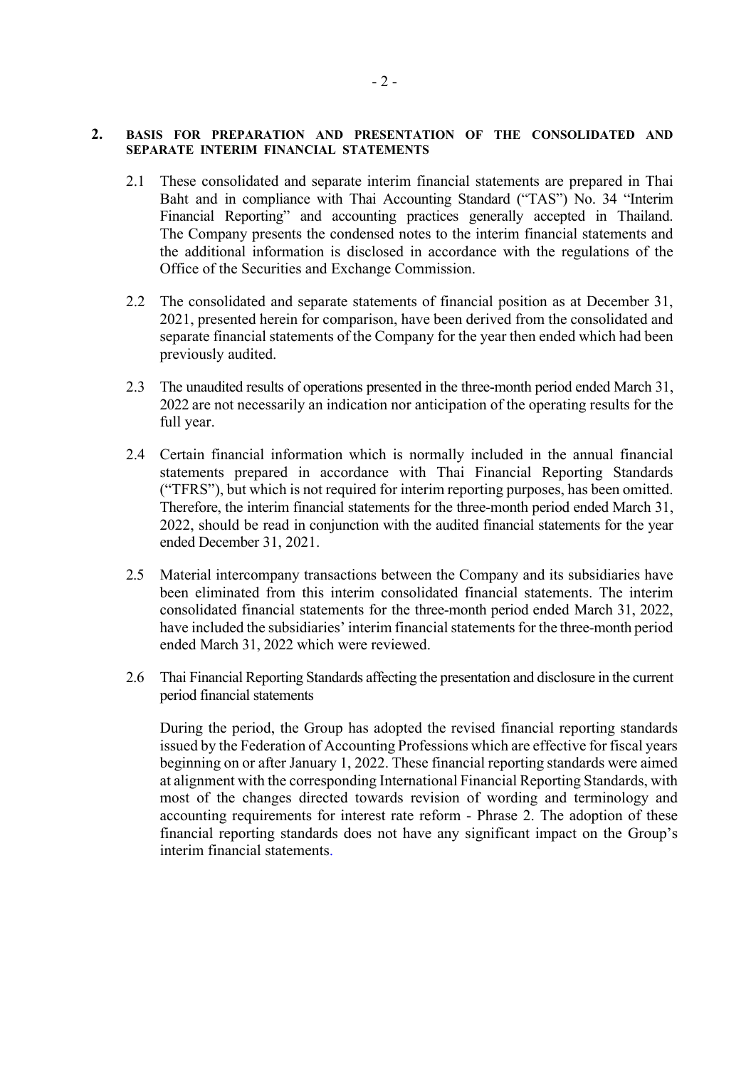## 2. BASIS FOR PREPARATION AND PRESENTATION OF THE CONSOLIDATED AND SEPARATE INTERIM FINANCIAL STATEMENTS

2.1 These consolidated and separate interim financial statements are prepared in Thai Baht and in compliance with Thai Accounting Standard ("TAS") No. 34 "Interim Financial Reporting" and accounting practices generally accepted in Thailand. The Company presents the condensed notes to the interim financial statements and the additional information is disclosed in accordance with the regulations of the Office of the Securities and Exchange Commission.

2.2 The consolidated and separate statements of financial position as at December 31, 2021, presented herein for comparison, have been derived from the consolidated and separate financial statements of the Company for the year then ended which had been previously audited.

2.3 The unaudited results of operations presented in the three-month period ended March 31, 2022 are not necessarily an indication nor anticipation of the operating results for the full year.

2.4 Certain financial information which is normally included in the annual financial statements prepared in accordance with Thai Financial Reporting Standards ("TFRS"), but which is not required for interim reporting purposes, has been omitted. Therefore, the interim financial statements for the three-month period ended March 31, 2022, should be read in conjunction with the audited financial statements for the year ended December 31, 2021.

2.5 Material intercompany transactions between the Company and its subsidiaries have been eliminated from this interim consolidated financial statements. The interim consolidated financial statements for the three-month period ended March 31, 2022, have included the subsidiaries' interim financial statements for the three-month period ended March 31, 2022 which were reviewed.

2.6 Thai Financial Reporting Standards affecting the presentation and disclosure in the current period financial statements

During the period, the Group has adopted the revised financial reporting standards issued by the Federation of Accounting Professions which are effective for fiscal years beginning on or after January 1, 2022. These financial reporting standards were aimed at alignment with the corresponding International Financial Reporting Standards, with most of the changes directed towards revision of wording and terminology and accounting requirements for interest rate reform - Phrase 2. The adoption of these financial reporting standards does not have any significant impact on the Group's interim financial statements.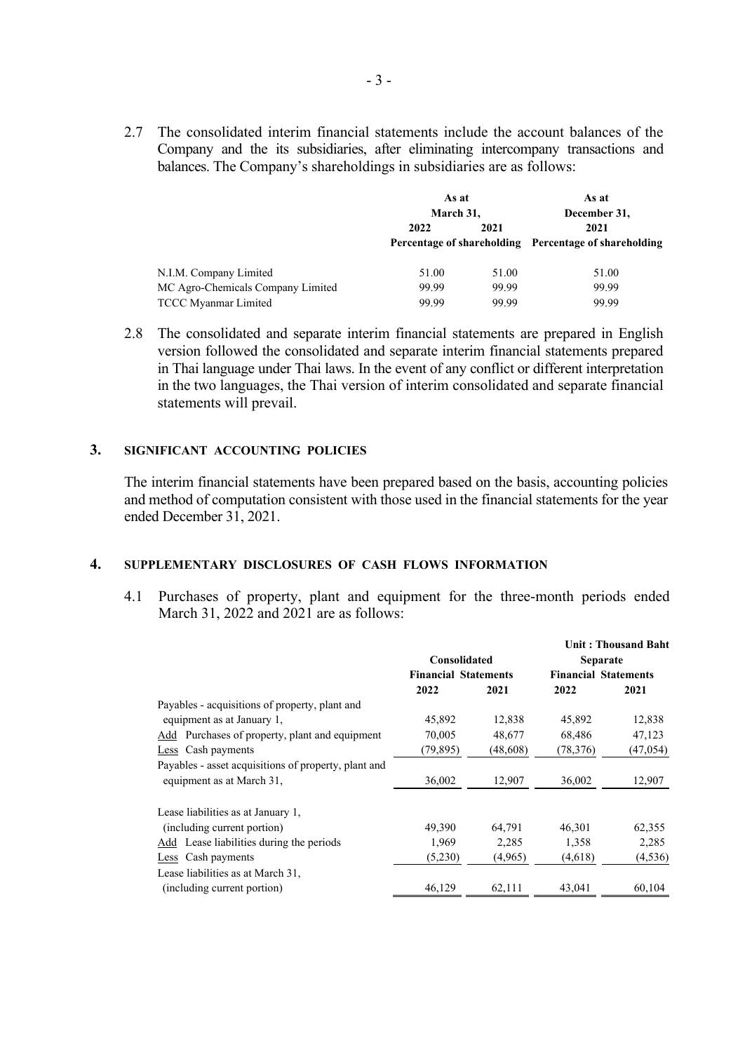2.7 The consolidated interim financial statements include the account balances of the Company and the its subsidiaries, after eliminating intercompany transactions and balances. The Company's shareholdings in subsidiaries are as follows:

| | As at March 31, | | As at December 31, |
|---|---|---|---|
| | 2022 | 2021 | 2021 |
| | Percentage of shareholding | | Percentage of shareholding |
| N.I.M. Company Limited | 51.00 | 51.00 | 51.00 |
| MC Agro-Chemicals Company Limited | 99.99 | 99.99 | 99.99 |
| TCCC Myanmar Limited | 99.99 | 99.99 | 99.99 |

2.8 The consolidated and separate interim financial statements are prepared in English version followed the consolidated and separate interim financial statements prepared in Thai language under Thai laws. In the event of any conflict or different interpretation in the two languages, the Thai version of interim consolidated and separate financial statements will prevail.

## 3. SIGNIFICANT ACCOUNTING POLICIES

The interim financial statements have been prepared based on the basis, accounting policies and method of computation consistent with those used in the financial statements for the year ended December 31, 2021.

## 4. SUPPLEMENTARY DISCLOSURES OF CASH FLOWS INFORMATION

4.1 Purchases of property, plant and equipment for the three-month periods ended March 31, 2022 and 2021 are as follows:

Unit : Thousand Baht

| | Consolidated Financial Statements | | Separate Financial Statements | |
|---|---|---|---|---|
| | 2022 | 2021 | 2022 | 2021 |
| Payables - acquisitions of property, plant and equipment as at January 1, | 45,892 | 12,838 | 45,892 | 12,838 |
| Add Purchases of property, plant and equipment | 70,005 | 48,677 | 68,486 | 47,123 |
| Less Cash payments | (79,895) | (48,608) | (78,376) | (47,054) |
| Payables - asset acquisitions of property, plant and equipment as at March 31, | 36,002 | 12,907 | 36,002 | 12,907 |
| Lease liabilities as at January 1, (including current portion) | 49,390 | 64,791 | 46,301 | 62,355 |
| Add Lease liabilities during the periods | 1,969 | 2,285 | 1,358 | 2,285 |
| Less Cash payments | (5,230) | (4,965) | (4,618) | (4,536) |
| Lease liabilities as at March 31, (including current portion) | 46,129 | 62,111 | 43,041 | 60,104 |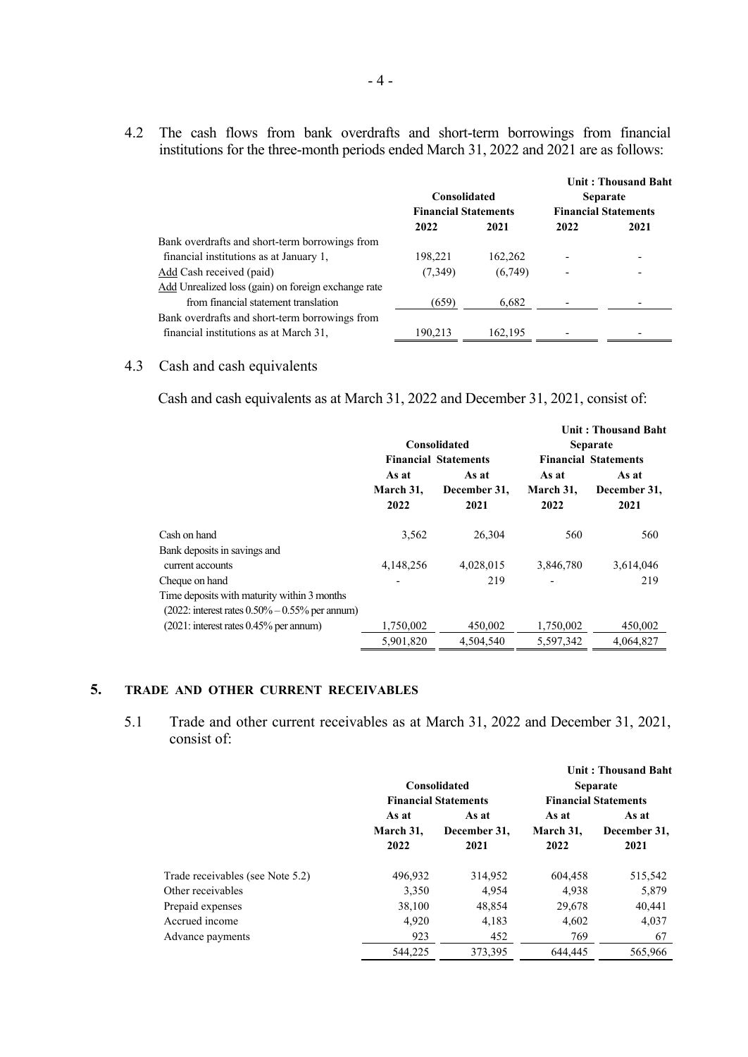4.2 The cash flows from bank overdrafts and short-term borrowings from financial institutions for the three-month periods ended March 31, 2022 and 2021 are as follows:

Unit : Thousand Baht

| | Consolidated Financial Statements | | Separate Financial Statements | |
|---|---|---|---|---|
| | 2022 | 2021 | 2022 | 2021 |
| Bank overdrafts and short-term borrowings from financial institutions as at January 1, | 198,221 | 162,262 | - | - |
| Add Cash received (paid) | (7,349) | (6,749) | - | - |
| Add Unrealized loss (gain) on foreign exchange rate from financial statement translation | (659) | 6,682 | - | - |
| Bank overdrafts and short-term borrowings from financial institutions as at March 31, | 190,213 | 162,195 | - | - |

4.3 Cash and cash equivalents

Cash and cash equivalents as at March 31, 2022 and December 31, 2021, consist of:

Unit : Thousand Baht

| | Consolidated Financial Statements | | Separate Financial Statements | |
|---|---|---|---|---|
| | As at March 31, 2022 | As at December 31, 2021 | As at March 31, 2022 | As at December 31, 2021 |
| Cash on hand | 3,562 | 26,304 | 560 | 560 |
| Bank deposits in savings and current accounts | 4,148,256 | 4,028,015 | 3,846,780 | 3,614,046 |
| Cheque on hand | - | 219 | - | 219 |
| Time deposits with maturity within 3 months (2022: interest rates 0.50% – 0.55% per annum) (2021: interest rates 0.45% per annum) | 1,750,002 | 450,002 | 1,750,002 | 450,002 |
| | 5,901,820 | 4,504,540 | 5,597,342 | 4,064,827 |

## 5. TRADE AND OTHER CURRENT RECEIVABLES

5.1 Trade and other current receivables as at March 31, 2022 and December 31, 2021, consist of:

Unit : Thousand Baht

| | Consolidated Financial Statements | | Separate Financial Statements | |
|---|---|---|---|---|
| | As at March 31, 2022 | As at December 31, 2021 | As at March 31, 2022 | As at December 31, 2021 |
| Trade receivables (see Note 5.2) | 496,932 | 314,952 | 604,458 | 515,542 |
| Other receivables | 3,350 | 4,954 | 4,938 | 5,879 |
| Prepaid expenses | 38,100 | 48,854 | 29,678 | 40,441 |
| Accrued income | 4,920 | 4,183 | 4,602 | 4,037 |
| Advance payments | 923 | 452 | 769 | 67 |
| | 544,225 | 373,395 | 644,445 | 565,966 |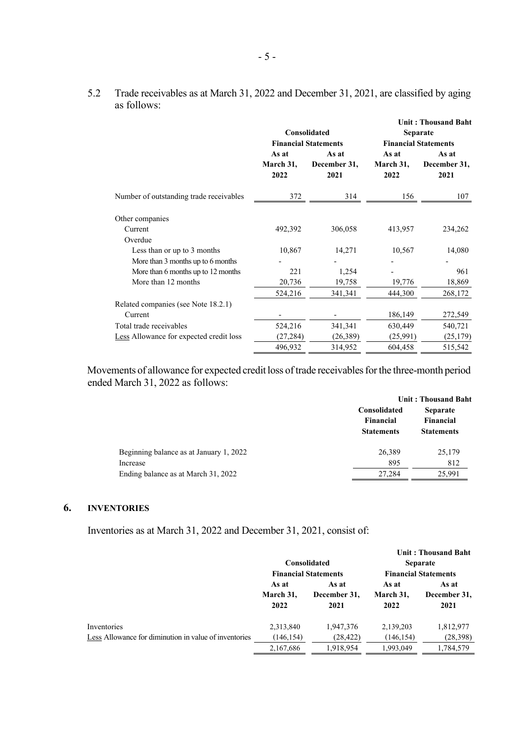5.2 Trade receivables as at March 31, 2022 and December 31, 2021, are classified by aging as follows:

Unit : Thousand Baht

| | Consolidated Financial Statements | | Separate Financial Statements | |
|---|---|---|---|---|
| | As at March 31, 2022 | As at December 31, 2021 | As at March 31, 2022 | As at December 31, 2021 |
| Number of outstanding trade receivables | 372 | 314 | 156 | 107 |
| Other companies | | | | |
| Current | 492,392 | 306,058 | 413,957 | 234,262 |
| Overdue | | | | |
| Less than or up to 3 months | 10,867 | 14,271 | 10,567 | 14,080 |
| More than 3 months up to 6 months | - | - | - | - |
| More than 6 months up to 12 months | 221 | 1,254 | - | 961 |
| More than 12 months | 20,736 | 19,758 | 19,776 | 18,869 |
| | 524,216 | 341,341 | 444,300 | 268,172 |
| Related companies (see Note 18.2.1) | | | | |
| Current | - | - | 186,149 | 272,549 |
| Total trade receivables | 524,216 | 341,341 | 630,449 | 540,721 |
| Less Allowance for expected credit loss | (27,284) | (26,389) | (25,991) | (25,179) |
| | 496,932 | 314,952 | 604,458 | 515,542 |

Movements of allowance for expected credit loss of trade receivables for the three-month period ended March 31, 2022 as follows:

Unit : Thousand Baht

| | Consolidated Financial Statements | Separate Financial Statements |
|---|---|---|
| Beginning balance as at January 1, 2022 | 26,389 | 25,179 |
| Increase | 895 | 812 |
| Ending balance as at March 31, 2022 | 27,284 | 25,991 |

## 6. INVENTORIES

Inventories as at March 31, 2022 and December 31, 2021, consist of:

Unit : Thousand Baht

| | Consolidated Financial Statements | | Separate Financial Statements | |
|---|---|---|---|---|
| | As at March 31, 2022 | As at December 31, 2021 | As at March 31, 2022 | As at December 31, 2021 |
| Inventories | 2,313,840 | 1,947,376 | 2,139,203 | 1,812,977 |
| Less Allowance for diminution in value of inventories | (146,154) | (28,422) | (146,154) | (28,398) |
| | 2,167,686 | 1,918,954 | 1,993,049 | 1,784,579 |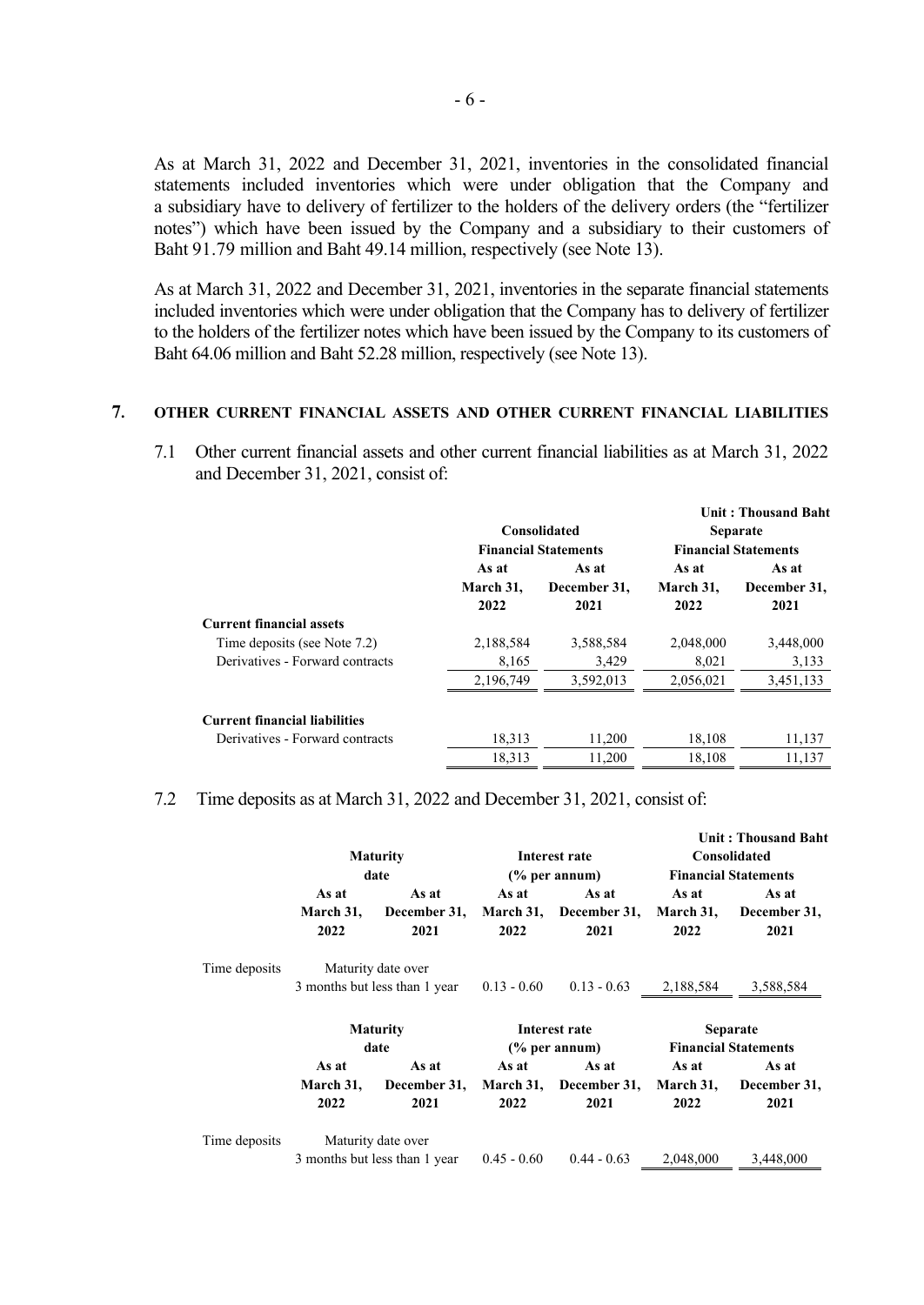As at March 31, 2022 and December 31, 2021, inventories in the consolidated financial statements included inventories which were under obligation that the Company and a subsidiary have to delivery of fertilizer to the holders of the delivery orders (the "fertilizer notes") which have been issued by the Company and a subsidiary to their customers of Baht 91.79 million and Baht 49.14 million, respectively (see Note 13).

As at March 31, 2022 and December 31, 2021, inventories in the separate financial statements included inventories which were under obligation that the Company has to delivery of fertilizer to the holders of the fertilizer notes which have been issued by the Company to its customers of Baht 64.06 million and Baht 52.28 million, respectively (see Note 13).

## 7. OTHER CURRENT FINANCIAL ASSETS AND OTHER CURRENT FINANCIAL LIABILITIES

7.1 Other current financial assets and other current financial liabilities as at March 31, 2022 and December 31, 2021, consist of:

Unit : Thousand Baht

| | Consolidated Financial Statements | | Separate Financial Statements | |
|---|---|---|---|---|
| | As at March 31, 2022 | As at December 31, 2021 | As at March 31, 2022 | As at December 31, 2021 |
| **Current financial assets** | | | | |
| Time deposits (see Note 7.2) | 2,188,584 | 3,588,584 | 2,048,000 | 3,448,000 |
| Derivatives - Forward contracts | 8,165 | 3,429 | 8,021 | 3,133 |
| | 2,196,749 | 3,592,013 | 2,056,021 | 3,451,133 |
| **Current financial liabilities** | | | | |
| Derivatives - Forward contracts | 18,313 | 11,200 | 18,108 | 11,137 |
| | 18,313 | 11,200 | 18,108 | 11,137 |

7.2 Time deposits as at March 31, 2022 and December 31, 2021, consist of:

Unit : Thousand Baht

| | Maturity date | | Interest rate (% per annum) | | Consolidated Financial Statements | |
|---|---|---|---|---|---|---|
| | As at March 31, 2022 | As at December 31, 2021 | As at March 31, 2022 | As at December 31, 2021 | As at March 31, 2022 | As at December 31, 2021 |
| Time deposits | Maturity date over 3 months but less than 1 year | | 0.13 - 0.60 | 0.13 - 0.63 | 2,188,584 | 3,588,584 |

| | Maturity date | | Interest rate (% per annum) | | Separate Financial Statements | |
|---|---|---|---|---|---|---|
| | As at March 31, 2022 | As at December 31, 2021 | As at March 31, 2022 | As at December 31, 2021 | As at March 31, 2022 | As at December 31, 2021 |
| Time deposits | Maturity date over 3 months but less than 1 year | | 0.45 - 0.60 | 0.44 - 0.63 | 2,048,000 | 3,448,000 |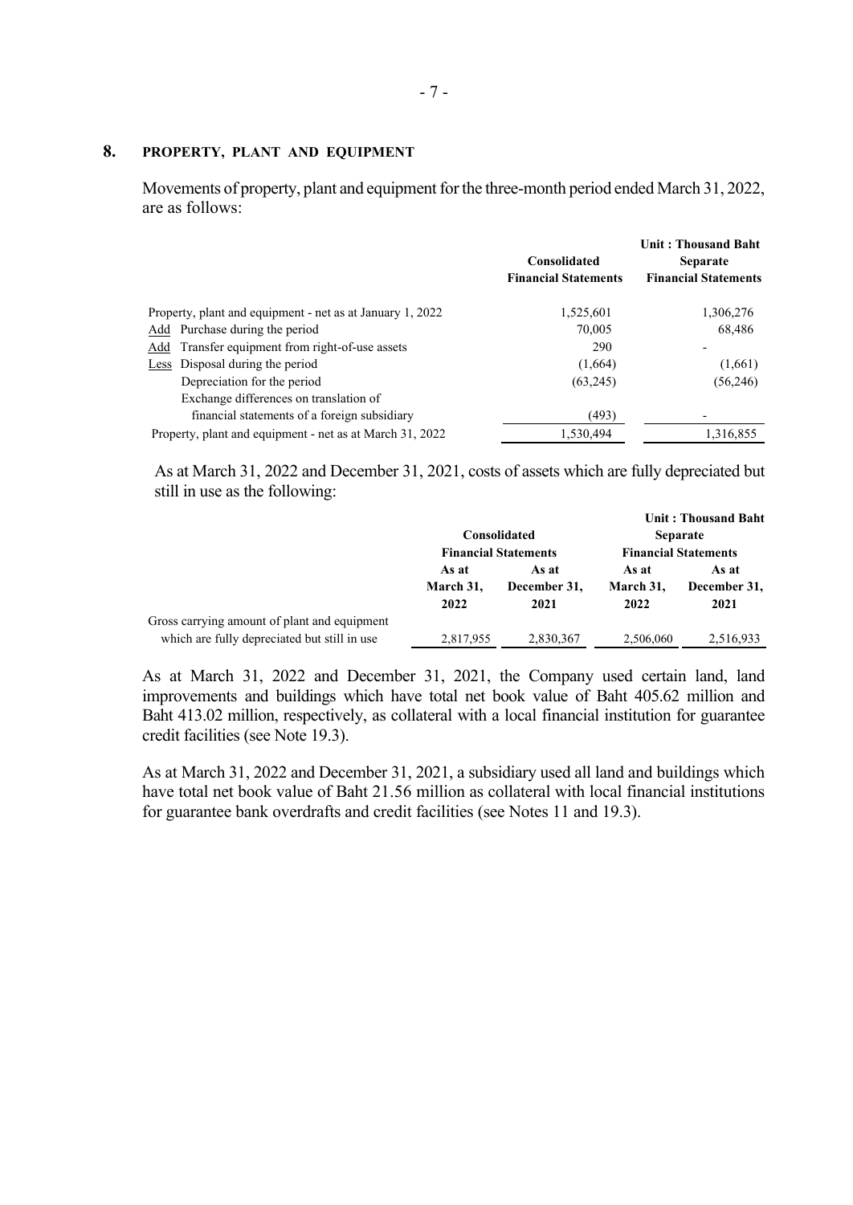## 8. PROPERTY, PLANT AND EQUIPMENT

Movements of property, plant and equipment for the three-month period ended March 31, 2022, are as follows:

Unit : Thousand Baht

| | Consolidated Financial Statements | Separate Financial Statements |
|---|---|---|
| Property, plant and equipment - net as at January 1, 2022 | 1,525,601 | 1,306,276 |
| Add Purchase during the period | 70,005 | 68,486 |
| Add Transfer equipment from right-of-use assets | 290 | - |
| Less Disposal during the period | (1,664) | (1,661) |
| Depreciation for the period | (63,245) | (56,246) |
| Exchange differences on translation of financial statements of a foreign subsidiary | (493) | - |
| Property, plant and equipment - net as at March 31, 2022 | 1,530,494 | 1,316,855 |

As at March 31, 2022 and December 31, 2021, costs of assets which are fully depreciated but still in use as the following:

Unit : Thousand Baht

| | Consolidated Financial Statements | | Separate Financial Statements | |
|---|---|---|---|---|
| | As at March 31, 2022 | As at December 31, 2021 | As at March 31, 2022 | As at December 31, 2021 |
| Gross carrying amount of plant and equipment which are fully depreciated but still in use | 2,817,955 | 2,830,367 | 2,506,060 | 2,516,933 |

As at March 31, 2022 and December 31, 2021, the Company used certain land, land improvements and buildings which have total net book value of Baht 405.62 million and Baht 413.02 million, respectively, as collateral with a local financial institution for guarantee credit facilities (see Note 19.3).

As at March 31, 2022 and December 31, 2021, a subsidiary used all land and buildings which have total net book value of Baht 21.56 million as collateral with local financial institutions for guarantee bank overdrafts and credit facilities (see Notes 11 and 19.3).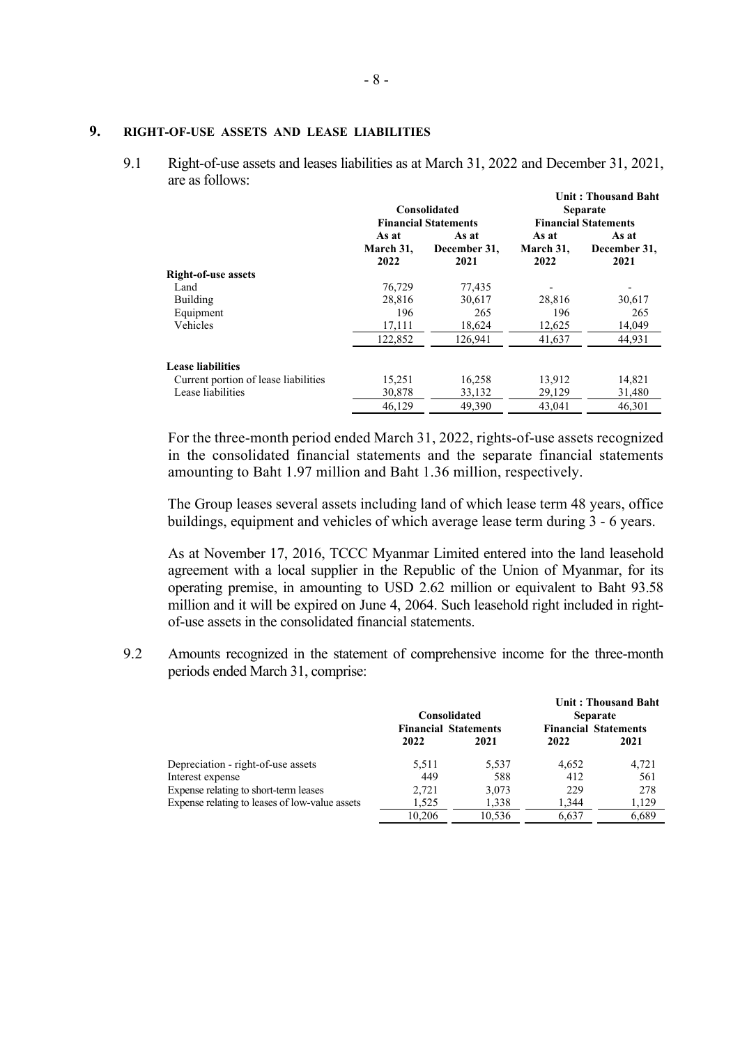## 9. RIGHT-OF-USE ASSETS AND LEASE LIABILITIES

9.1 Right-of-use assets and leases liabilities as at March 31, 2022 and December 31, 2021, are as follows:

Unit : Thousand Baht

| | Consolidated Financial Statements | | Separate Financial Statements | |
|---|---|---|---|---|
| | As at March 31, 2022 | As at December 31, 2021 | As at March 31, 2022 | As at December 31, 2021 |
| **Right-of-use assets** | | | | |
| Land | 76,729 | 77,435 | - | - |
| Building | 28,816 | 30,617 | 28,816 | 30,617 |
| Equipment | 196 | 265 | 196 | 265 |
| Vehicles | 17,111 | 18,624 | 12,625 | 14,049 |
| | 122,852 | 126,941 | 41,637 | 44,931 |
| **Lease liabilities** | | | | |
| Current portion of lease liabilities | 15,251 | 16,258 | 13,912 | 14,821 |
| Lease liabilities | 30,878 | 33,132 | 29,129 | 31,480 |
| | 46,129 | 49,390 | 43,041 | 46,301 |

For the three-month period ended March 31, 2022, rights-of-use assets recognized in the consolidated financial statements and the separate financial statements amounting to Baht 1.97 million and Baht 1.36 million, respectively.

The Group leases several assets including land of which lease term 48 years, office buildings, equipment and vehicles of which average lease term during 3 - 6 years.

As at November 17, 2016, TCCC Myanmar Limited entered into the land leasehold agreement with a local supplier in the Republic of the Union of Myanmar, for its operating premise, in amounting to USD 2.62 million or equivalent to Baht 93.58 million and it will be expired on June 4, 2064. Such leasehold right included in right-of-use assets in the consolidated financial statements.

9.2 Amounts recognized in the statement of comprehensive income for the three-month periods ended March 31, comprise:

Unit : Thousand Baht

| | Consolidated Financial Statements | | Separate Financial Statements | |
|---|---|---|---|---|
| | 2022 | 2021 | 2022 | 2021 |
| Depreciation - right-of-use assets | 5,511 | 5,537 | 4,652 | 4,721 |
| Interest expense | 449 | 588 | 412 | 561 |
| Expense relating to short-term leases | 2,721 | 3,073 | 229 | 278 |
| Expense relating to leases of low-value assets | 1,525 | 1,338 | 1,344 | 1,129 |
| | 10,206 | 10,536 | 6,637 | 6,689 |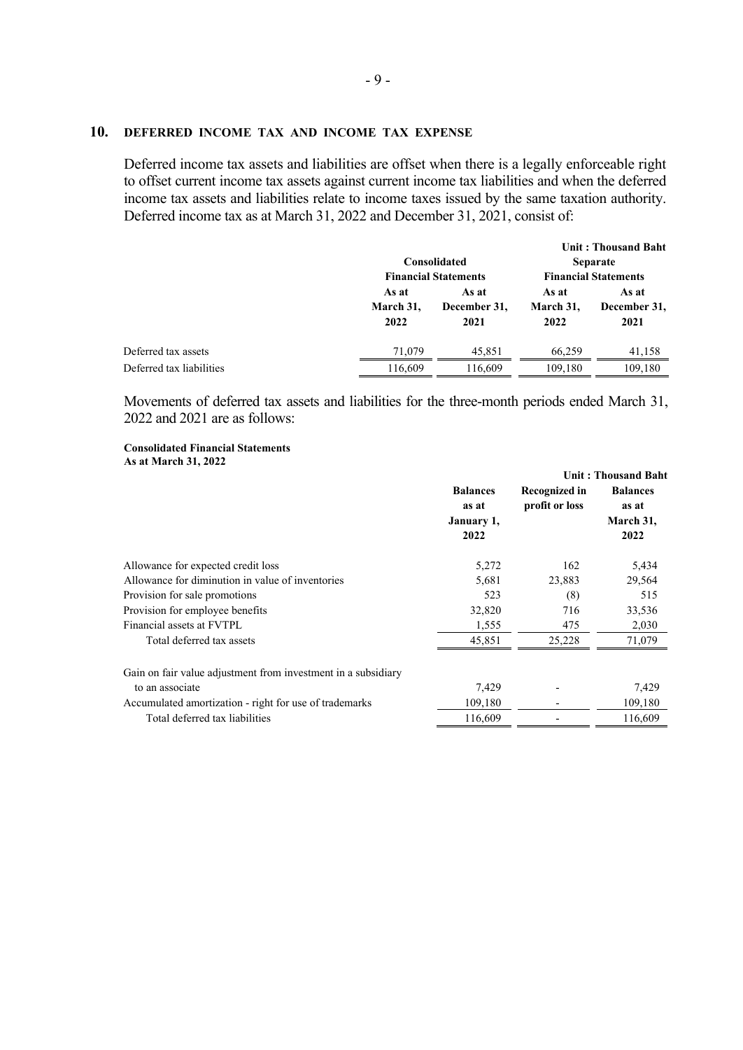## 10. DEFERRED INCOME TAX AND INCOME TAX EXPENSE

Deferred income tax assets and liabilities are offset when there is a legally enforceable right to offset current income tax assets against current income tax liabilities and when the deferred income tax assets and liabilities relate to income taxes issued by the same taxation authority. Deferred income tax as at March 31, 2022 and December 31, 2021, consist of:

Unit : Thousand Baht

| | Consolidated Financial Statements | | Separate Financial Statements | |
|---|---|---|---|---|
| | As at March 31, 2022 | As at December 31, 2021 | As at March 31, 2022 | As at December 31, 2021 |
| Deferred tax assets | 71,079 | 45,851 | 66,259 | 41,158 |
| Deferred tax liabilities | 116,609 | 116,609 | 109,180 | 109,180 |

Movements of deferred tax assets and liabilities for the three-month periods ended March 31, 2022 and 2021 are as follows:

**Consolidated Financial Statements**
**As at March 31, 2022**

Unit : Thousand Baht

| | Balances as at January 1, 2022 | Recognized in profit or loss | Balances as at March 31, 2022 |
|---|---|---|---|
| Allowance for expected credit loss | 5,272 | 162 | 5,434 |
| Allowance for diminution in value of inventories | 5,681 | 23,883 | 29,564 |
| Provision for sale promotions | 523 | (8) | 515 |
| Provision for employee benefits | 32,820 | 716 | 33,536 |
| Financial assets at FVTPL | 1,555 | 475 | 2,030 |
| Total deferred tax assets | 45,851 | 25,228 | 71,079 |
| Gain on fair value adjustment from investment in a subsidiary to an associate | 7,429 | - | 7,429 |
| Accumulated amortization - right for use of trademarks | 109,180 | - | 109,180 |
| Total deferred tax liabilities | 116,609 | - | 116,609 |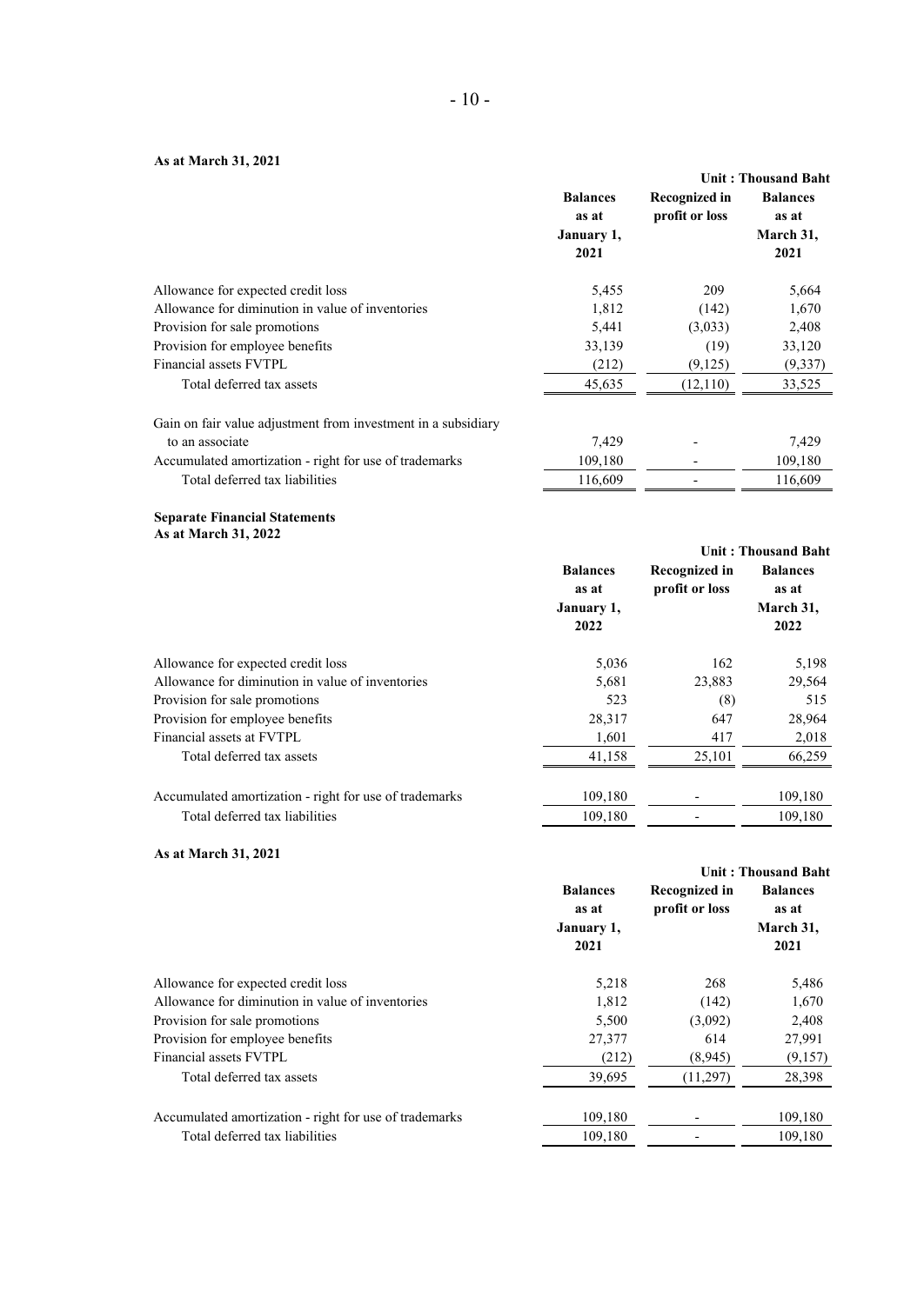**As at March 31, 2021**

Unit : Thousand Baht

| | Balances as at January 1, 2021 | Recognized in profit or loss | Balances as at March 31, 2021 |
|---|---|---|---|
| Allowance for expected credit loss | 5,455 | 209 | 5,664 |
| Allowance for diminution in value of inventories | 1,812 | (142) | 1,670 |
| Provision for sale promotions | 5,441 | (3,033) | 2,408 |
| Provision for employee benefits | 33,139 | (19) | 33,120 |
| Financial assets FVTPL | (212) | (9,125) | (9,337) |
| Total deferred tax assets | 45,635 | (12,110) | 33,525 |
| Gain on fair value adjustment from investment in a subsidiary to an associate | 7,429 | - | 7,429 |
| Accumulated amortization - right for use of trademarks | 109,180 | - | 109,180 |
| Total deferred tax liabilities | 116,609 | - | 116,609 |

**Separate Financial Statements**
**As at March 31, 2022**

Unit : Thousand Baht

| | Balances as at January 1, 2022 | Recognized in profit or loss | Balances as at March 31, 2022 |
|---|---|---|---|
| Allowance for expected credit loss | 5,036 | 162 | 5,198 |
| Allowance for diminution in value of inventories | 5,681 | 23,883 | 29,564 |
| Provision for sale promotions | 523 | (8) | 515 |
| Provision for employee benefits | 28,317 | 647 | 28,964 |
| Financial assets at FVTPL | 1,601 | 417 | 2,018 |
| Total deferred tax assets | 41,158 | 25,101 | 66,259 |
| Accumulated amortization - right for use of trademarks | 109,180 | - | 109,180 |
| Total deferred tax liabilities | 109,180 | - | 109,180 |

**As at March 31, 2021**

Unit : Thousand Baht

| | Balances as at January 1, 2021 | Recognized in profit or loss | Balances as at March 31, 2021 |
|---|---|---|---|
| Allowance for expected credit loss | 5,218 | 268 | 5,486 |
| Allowance for diminution in value of inventories | 1,812 | (142) | 1,670 |
| Provision for sale promotions | 5,500 | (3,092) | 2,408 |
| Provision for employee benefits | 27,377 | 614 | 27,991 |
| Financial assets FVTPL | (212) | (8,945) | (9,157) |
| Total deferred tax assets | 39,695 | (11,297) | 28,398 |
| Accumulated amortization - right for use of trademarks | 109,180 | - | 109,180 |
| Total deferred tax liabilities | 109,180 | - | 109,180 |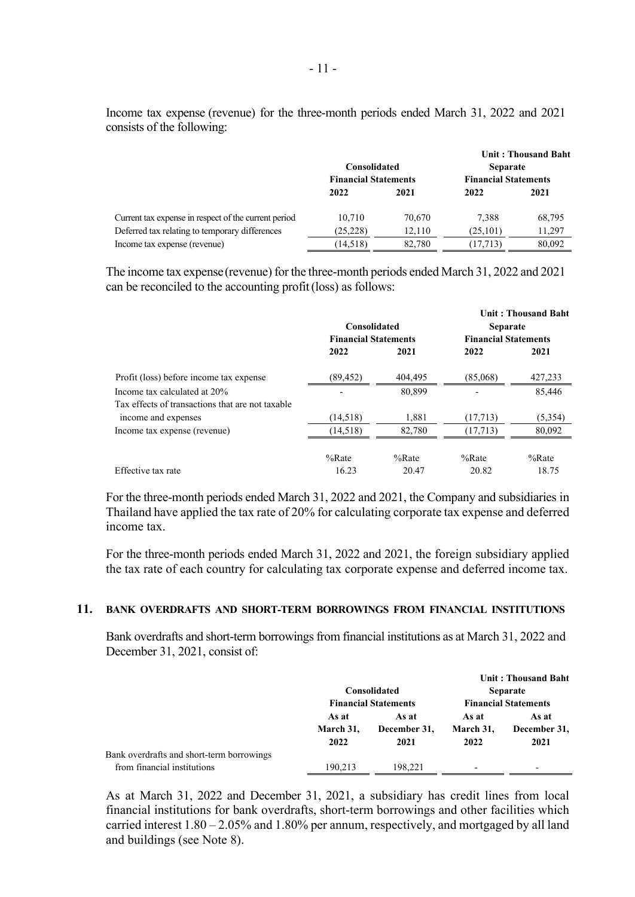Income tax expense (revenue) for the three-month periods ended March 31, 2022 and 2021 consists of the following:

Unit : Thousand Baht

| | Consolidated Financial Statements | | Separate Financial Statements | |
|---|---|---|---|---|
| | 2022 | 2021 | 2022 | 2021 |
| Current tax expense in respect of the current period | 10,710 | 70,670 | 7,388 | 68,795 |
| Deferred tax relating to temporary differences | (25,228) | 12,110 | (25,101) | 11,297 |
| Income tax expense (revenue) | (14,518) | 82,780 | (17,713) | 80,092 |

The income tax expense (revenue) for the three-month periods ended March 31, 2022 and 2021 can be reconciled to the accounting profit (loss) as follows:

Unit : Thousand Baht

| | Consolidated Financial Statements | | Separate Financial Statements | |
|---|---|---|---|---|
| | 2022 | 2021 | 2022 | 2021 |
| Profit (loss) before income tax expense | (89,452) | 404,495 | (85,068) | 427,233 |
| Income tax calculated at 20% | - | 80,899 | - | 85,446 |
| Tax effects of transactions that are not taxable income and expenses | (14,518) | 1,881 | (17,713) | (5,354) |
| Income tax expense (revenue) | (14,518) | 82,780 | (17,713) | 80,092 |
| | %Rate | %Rate | %Rate | %Rate |
| Effective tax rate | 16.23 | 20.47 | 20.82 | 18.75 |

For the three-month periods ended March 31, 2022 and 2021, the Company and subsidiaries in Thailand have applied the tax rate of 20% for calculating corporate tax expense and deferred income tax.

For the three-month periods ended March 31, 2022 and 2021, the foreign subsidiary applied the tax rate of each country for calculating tax corporate expense and deferred income tax.

## 11. BANK OVERDRAFTS AND SHORT-TERM BORROWINGS FROM FINANCIAL INSTITUTIONS

Bank overdrafts and short-term borrowings from financial institutions as at March 31, 2022 and December 31, 2021, consist of:

Unit : Thousand Baht

| | Consolidated Financial Statements | | Separate Financial Statements | |
|---|---|---|---|---|
| | As at March 31, 2022 | As at December 31, 2021 | As at March 31, 2022 | As at December 31, 2021 |
| Bank overdrafts and short-term borrowings from financial institutions | 190,213 | 198,221 | - | - |

As at March 31, 2022 and December 31, 2021, a subsidiary has credit lines from local financial institutions for bank overdrafts, short-term borrowings and other facilities which carried interest 1.80 – 2.05% and 1.80% per annum, respectively, and mortgaged by all land and buildings (see Note 8).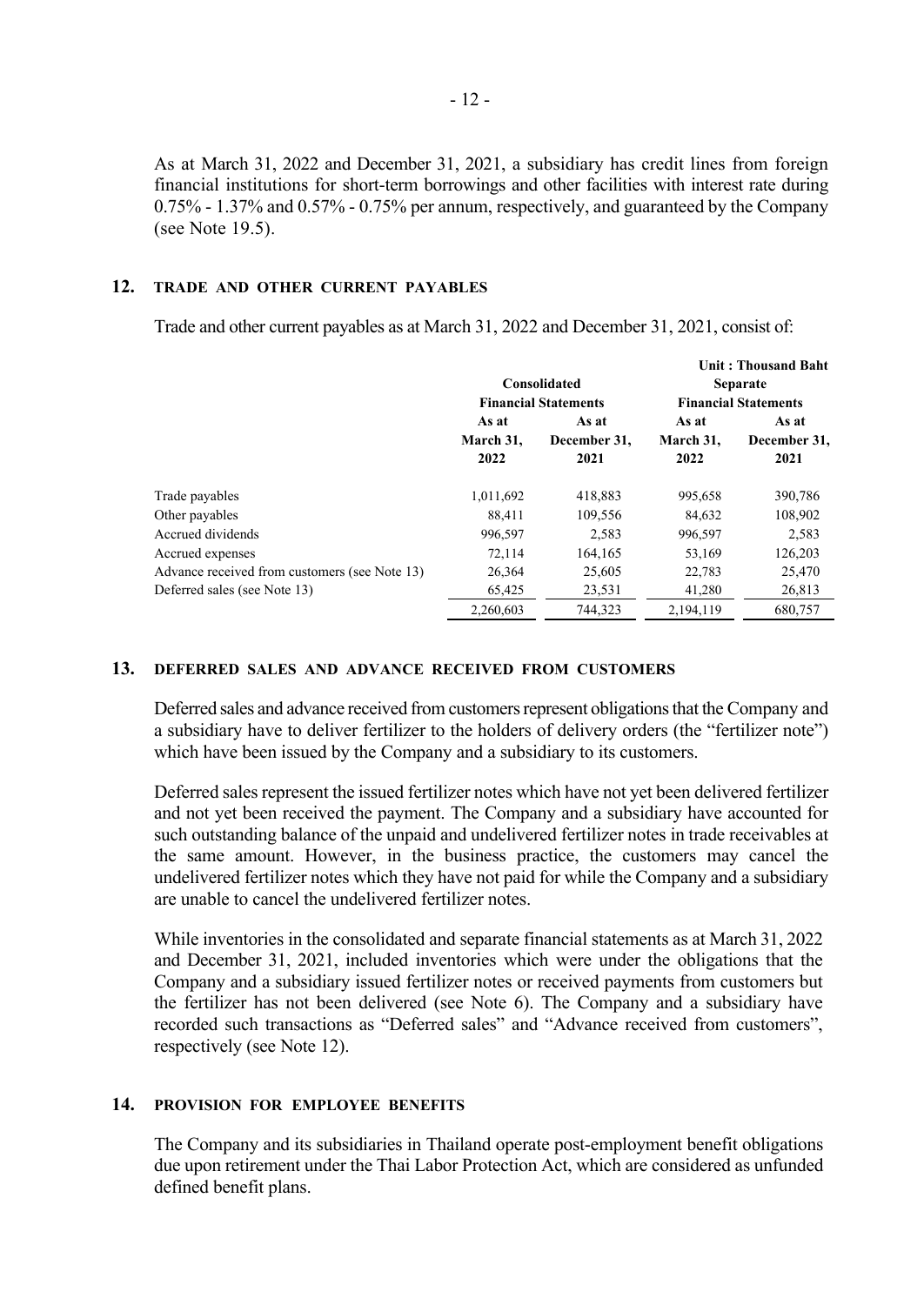As at March 31, 2022 and December 31, 2021, a subsidiary has credit lines from foreign financial institutions for short-term borrowings and other facilities with interest rate during 0.75% - 1.37% and 0.57% - 0.75% per annum, respectively, and guaranteed by the Company (see Note 19.5).

## 12. TRADE AND OTHER CURRENT PAYABLES

Trade and other current payables as at March 31, 2022 and December 31, 2021, consist of:

Unit : Thousand Baht

| | Consolidated Financial Statements | | Separate Financial Statements | |
|---|---|---|---|---|
| | As at March 31, 2022 | As at December 31, 2021 | As at March 31, 2022 | As at December 31, 2021 |
| Trade payables | 1,011,692 | 418,883 | 995,658 | 390,786 |
| Other payables | 88,411 | 109,556 | 84,632 | 108,902 |
| Accrued dividends | 996,597 | 2,583 | 996,597 | 2,583 |
| Accrued expenses | 72,114 | 164,165 | 53,169 | 126,203 |
| Advance received from customers (see Note 13) | 26,364 | 25,605 | 22,783 | 25,470 |
| Deferred sales (see Note 13) | 65,425 | 23,531 | 41,280 | 26,813 |
| | 2,260,603 | 744,323 | 2,194,119 | 680,757 |

## 13. DEFERRED SALES AND ADVANCE RECEIVED FROM CUSTOMERS

Deferred sales and advance received from customers represent obligations that the Company and a subsidiary have to deliver fertilizer to the holders of delivery orders (the "fertilizer note") which have been issued by the Company and a subsidiary to its customers.

Deferred sales represent the issued fertilizer notes which have not yet been delivered fertilizer and not yet been received the payment. The Company and a subsidiary have accounted for such outstanding balance of the unpaid and undelivered fertilizer notes in trade receivables at the same amount. However, in the business practice, the customers may cancel the undelivered fertilizer notes which they have not paid for while the Company and a subsidiary are unable to cancel the undelivered fertilizer notes.

While inventories in the consolidated and separate financial statements as at March 31, 2022 and December 31, 2021, included inventories which were under the obligations that the Company and a subsidiary issued fertilizer notes or received payments from customers but the fertilizer has not been delivered (see Note 6). The Company and a subsidiary have recorded such transactions as "Deferred sales" and "Advance received from customers", respectively (see Note 12).

## 14. PROVISION FOR EMPLOYEE BENEFITS

The Company and its subsidiaries in Thailand operate post-employment benefit obligations due upon retirement under the Thai Labor Protection Act, which are considered as unfunded defined benefit plans.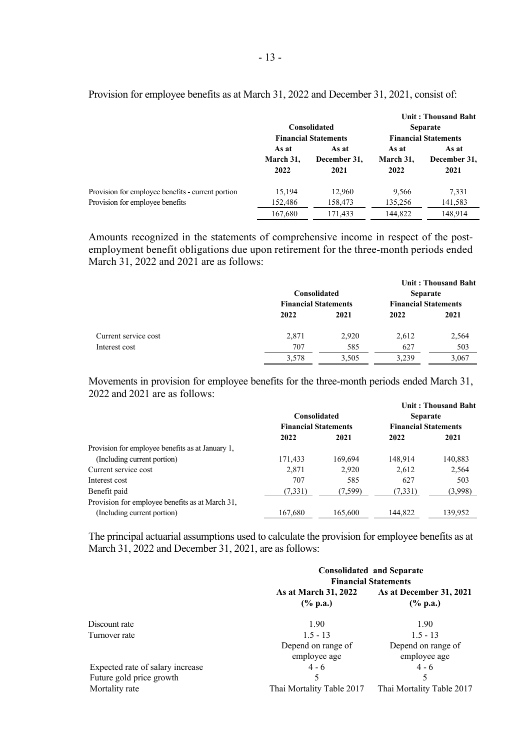Provision for employee benefits as at March 31, 2022 and December 31, 2021, consist of:

Unit : Thousand Baht

| | Consolidated Financial Statements | | Separate Financial Statements | |
|---|---|---|---|---|
| | As at March 31, 2022 | As at December 31, 2021 | As at March 31, 2022 | As at December 31, 2021 |
| Provision for employee benefits - current portion | 15,194 | 12,960 | 9,566 | 7,331 |
| Provision for employee benefits | 152,486 | 158,473 | 135,256 | 141,583 |
| | 167,680 | 171,433 | 144,822 | 148,914 |

Amounts recognized in the statements of comprehensive income in respect of the post-employment benefit obligations due upon retirement for the three-month periods ended March 31, 2022 and 2021 are as follows:

Unit : Thousand Baht

| | Consolidated Financial Statements | | Separate Financial Statements | |
|---|---|---|---|---|
| | 2022 | 2021 | 2022 | 2021 |
| Current service cost | 2,871 | 2,920 | 2,612 | 2,564 |
| Interest cost | 707 | 585 | 627 | 503 |
| | 3,578 | 3,505 | 3,239 | 3,067 |

Movements in provision for employee benefits for the three-month periods ended March 31, 2022 and 2021 are as follows:

Unit : Thousand Baht

| | Consolidated Financial Statements | | Separate Financial Statements | |
|---|---|---|---|---|
| | 2022 | 2021 | 2022 | 2021 |
| Provision for employee benefits as at January 1, (Including current portion) | 171,433 | 169,694 | 148,914 | 140,883 |
| Current service cost | 2,871 | 2,920 | 2,612 | 2,564 |
| Interest cost | 707 | 585 | 627 | 503 |
| Benefit paid | (7,331) | (7,599) | (7,331) | (3,998) |
| Provision for employee benefits as at March 31, (Including current portion) | 167,680 | 165,600 | 144,822 | 139,952 |

The principal actuarial assumptions used to calculate the provision for employee benefits as at March 31, 2022 and December 31, 2021, are as follows:

| | Consolidated and Separate Financial Statements | |
|---|---|---|
| | As at March 31, 2022 (% p.a.) | As at December 31, 2021 (% p.a.) |
| Discount rate | 1.90 | 1.90 |
| Turnover rate | 1.5 - 13 Depend on range of employee age | 1.5 - 13 Depend on range of employee age |
| Expected rate of salary increase | 4 - 6 | 4 - 6 |
| Future gold price growth | 5 | 5 |
| Mortality rate | Thai Mortality Table 2017 | Thai Mortality Table 2017 |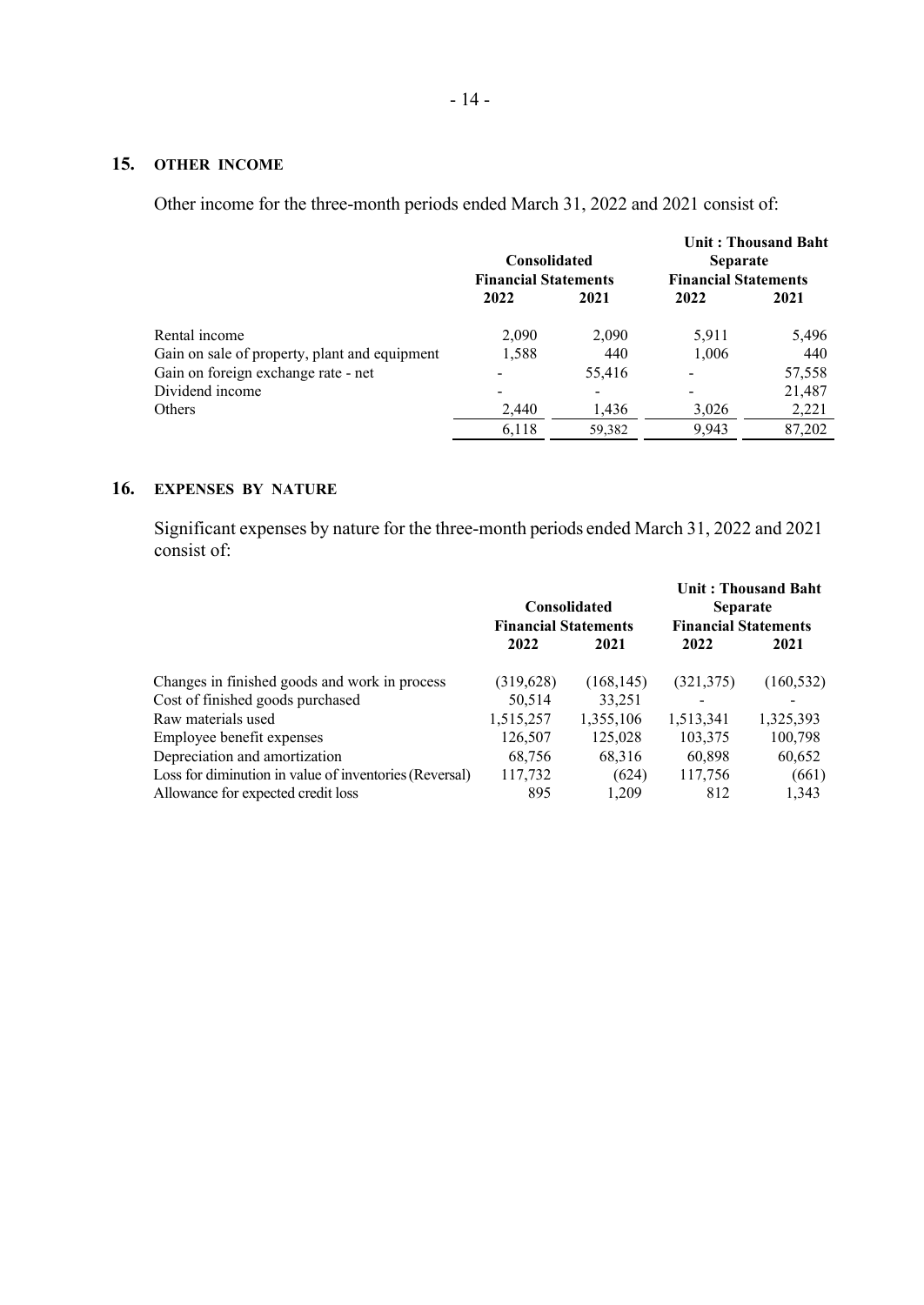## 15. OTHER INCOME

Other income for the three-month periods ended March 31, 2022 and 2021 consist of:

| | | | | Unit : Thousand Baht |
|---|---|---|---|---|
| | Consolidated Financial Statements | | Separate Financial Statements | |
| | 2022 | 2021 | 2022 | 2021 |
| Rental income | 2,090 | 2,090 | 5,911 | 5,496 |
| Gain on sale of property, plant and equipment | 1,588 | 440 | 1,006 | 440 |
| Gain on foreign exchange rate - net | - | 55,416 | - | 57,558 |
| Dividend income | - | - | - | 21,487 |
| Others | 2,440 | 1,436 | 3,026 | 2,221 |
| | 6,118 | 59,382 | 9,943 | 87,202 |

## 16. EXPENSES BY NATURE

Significant expenses by nature for the three-month periods ended March 31, 2022 and 2021 consist of:

| | | | | Unit : Thousand Baht |
|---|---|---|---|---|
| | Consolidated Financial Statements | | Separate Financial Statements | |
| | 2022 | 2021 | 2022 | 2021 |
| Changes in finished goods and work in process | (319,628) | (168,145) | (321,375) | (160,532) |
| Cost of finished goods purchased | 50,514 | 33,251 | - | - |
| Raw materials used | 1,515,257 | 1,355,106 | 1,513,341 | 1,325,393 |
| Employee benefit expenses | 126,507 | 125,028 | 103,375 | 100,798 |
| Depreciation and amortization | 68,756 | 68,316 | 60,898 | 60,652 |
| Loss for diminution in value of inventories (Reversal) | 117,732 | (624) | 117,756 | (661) |
| Allowance for expected credit loss | 895 | 1,209 | 812 | 1,343 |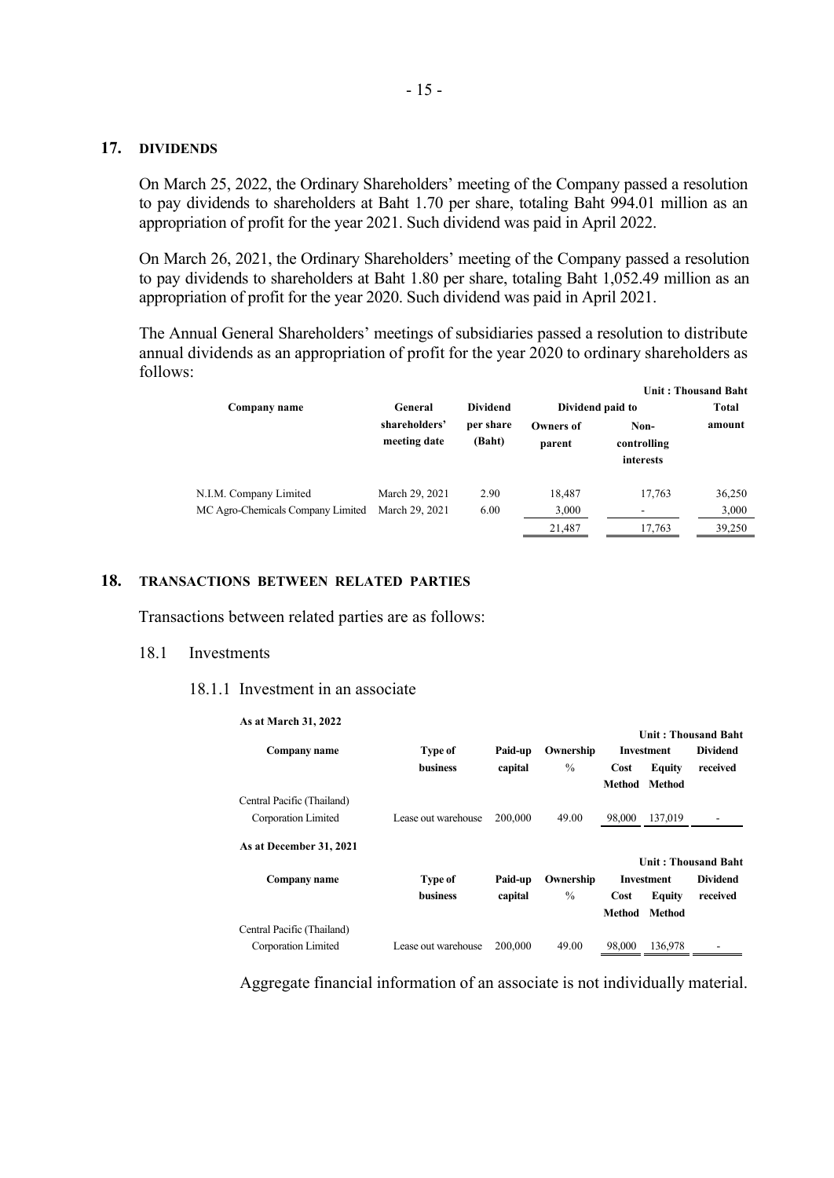## 17. DIVIDENDS

On March 25, 2022, the Ordinary Shareholders' meeting of the Company passed a resolution to pay dividends to shareholders at Baht 1.70 per share, totaling Baht 994.01 million as an appropriation of profit for the year 2021. Such dividend was paid in April 2022.

On March 26, 2021, the Ordinary Shareholders' meeting of the Company passed a resolution to pay dividends to shareholders at Baht 1.80 per share, totaling Baht 1,052.49 million as an appropriation of profit for the year 2020. Such dividend was paid in April 2021.

The Annual General Shareholders' meetings of subsidiaries passed a resolution to distribute annual dividends as an appropriation of profit for the year 2020 to ordinary shareholders as follows:

Unit : Thousand Baht

| Company name | General shareholders' meeting date | Dividend per share (Baht) | Dividend paid to | | Total amount |
|---|---|---|---|---|---|
| | | | Owners of parent | Non-controlling interests | |
| N.I.M. Company Limited | March 29, 2021 | 2.90 | 18,487 | 17,763 | 36,250 |
| MC Agro-Chemicals Company Limited | March 29, 2021 | 6.00 | 3,000 | - | 3,000 |
| | | | 21,487 | 17,763 | 39,250 |

## 18. TRANSACTIONS BETWEEN RELATED PARTIES

Transactions between related parties are as follows:

### 18.1 Investments

#### 18.1.1 Investment in an associate

**As at March 31, 2022**

Unit : Thousand Baht

| Company name | Type of business | Paid-up capital | Ownership % | Investment | | Dividend received |
|---|---|---|---|---|---|---|
| | | | | Cost Method | Equity Method | |
| Central Pacific (Thailand) Corporation Limited | Lease out warehouse | 200,000 | 49.00 | 98,000 | 137,019 | - |

**As at December 31, 2021**

Unit : Thousand Baht

| Company name | Type of business | Paid-up capital | Ownership % | Investment | | Dividend received |
|---|---|---|---|---|---|---|
| | | | | Cost Method | Equity Method | |
| Central Pacific (Thailand) Corporation Limited | Lease out warehouse | 200,000 | 49.00 | 98,000 | 136,978 | - |

Aggregate financial information of an associate is not individually material.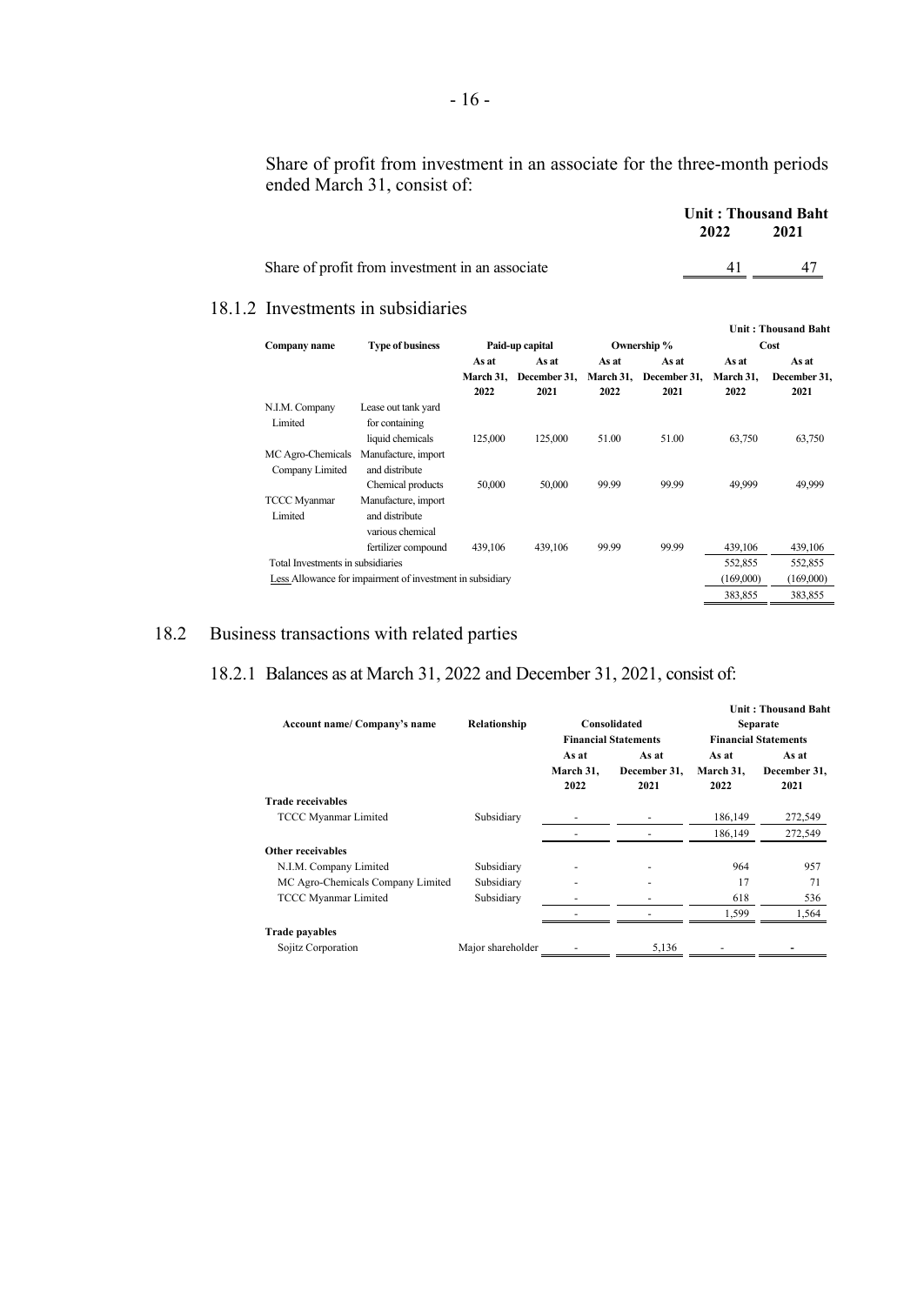Share of profit from investment in an associate for the three-month periods ended March 31, consist of:

| | Unit : Thousand Baht | |
|---|---|---|
| | 2022 | 2021 |
| Share of profit from investment in an associate | 41 | 47 |

### 18.1.2 Investments in subsidiaries

Unit : Thousand Baht

| Company name | Type of business | Paid-up capital | | Ownership % | | Cost | |
|---|---|---|---|---|---|---|---|
| | | As at March 31, 2022 | As at December 31, 2021 | As at March 31, 2022 | As at December 31, 2021 | As at March 31, 2022 | As at December 31, 2021 |
| N.I.M. Company Limited | Lease out tank yard for containing liquid chemicals | 125,000 | 125,000 | 51.00 | 51.00 | 63,750 | 63,750 |
| MC Agro-Chemicals Company Limited | Manufacture, import and distribute Chemical products | 50,000 | 50,000 | 99.99 | 99.99 | 49,999 | 49,999 |
| TCCC Myanmar Limited | Manufacture, import and distribute various chemical fertilizer compound | 439,106 | 439,106 | 99.99 | 99.99 | 439,106 | 439,106 |
| Total Investments in subsidiaries | | | | | | 552,855 | 552,855 |
| Less Allowance for impairment of investment in subsidiary | | | | | | (169,000) | (169,000) |
| | | | | | | 383,855 | 383,855 |

## 18.2 Business transactions with related parties

### 18.2.1 Balances as at March 31, 2022 and December 31, 2021, consist of:

Unit : Thousand Baht

| Account name/ Company's name | Relationship | Consolidated Financial Statements | | Separate Financial Statements | |
|---|---|---|---|---|---|
| | | As at March 31, 2022 | As at December 31, 2021 | As at March 31, 2022 | As at December 31, 2021 |
| **Trade receivables** | | | | | |
| TCCC Myanmar Limited | Subsidiary | - | - | 186,149 | 272,549 |
| | | - | - | 186,149 | 272,549 |
| **Other receivables** | | | | | |
| N.I.M. Company Limited | Subsidiary | - | - | 964 | 957 |
| MC Agro-Chemicals Company Limited | Subsidiary | - | - | 17 | 71 |
| TCCC Myanmar Limited | Subsidiary | - | - | 618 | 536 |
| | | - | - | 1,599 | 1,564 |
| **Trade payables** | | | | | |
| Sojitz Corporation | Major shareholder | - | 5,136 | - | - |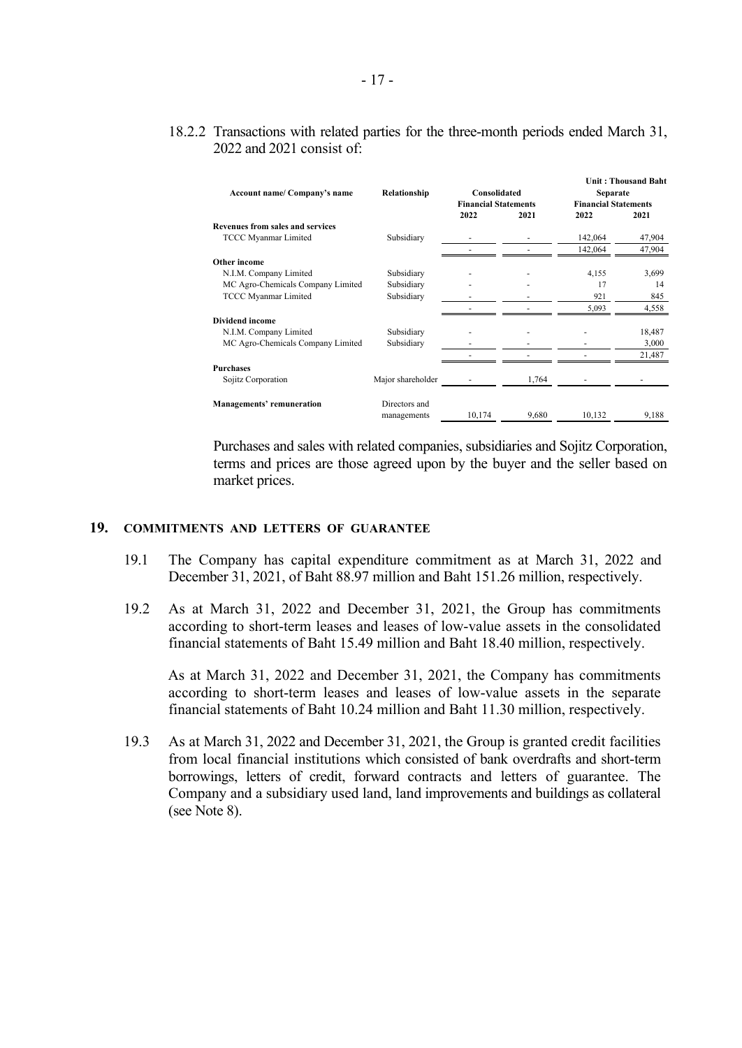18.2.2 Transactions with related parties for the three-month periods ended March 31, 2022 and 2021 consist of:

Unit : Thousand Baht

| Account name/ Company's name | Relationship | Consolidated Financial Statements | | Separate Financial Statements | |
|---|---|---|---|---|---|
| | | 2022 | 2021 | 2022 | 2021 |
| **Revenues from sales and services** | | | | | |
| TCCC Myanmar Limited | Subsidiary | - | - | 142,064 | 47,904 |
| | | - | - | 142,064 | 47,904 |
| **Other income** | | | | | |
| N.I.M. Company Limited | Subsidiary | - | - | 4,155 | 3,699 |
| MC Agro-Chemicals Company Limited | Subsidiary | - | - | 17 | 14 |
| TCCC Myanmar Limited | Subsidiary | - | - | 921 | 845 |
| | | - | - | 5,093 | 4,558 |
| **Dividend income** | | | | | |
| N.I.M. Company Limited | Subsidiary | - | - | - | 18,487 |
| MC Agro-Chemicals Company Limited | Subsidiary | - | - | - | 3,000 |
| | | - | - | - | 21,487 |
| **Purchases** | | | | | |
| Sojitz Corporation | Major shareholder | - | 1,764 | - | - |
| **Managements' remuneration** | Directors and managements | 10,174 | 9,680 | 10,132 | 9,188 |

Purchases and sales with related companies, subsidiaries and Sojitz Corporation, terms and prices are those agreed upon by the buyer and the seller based on market prices.

## 19. COMMITMENTS AND LETTERS OF GUARANTEE

19.1 The Company has capital expenditure commitment as at March 31, 2022 and December 31, 2021, of Baht 88.97 million and Baht 151.26 million, respectively.

19.2 As at March 31, 2022 and December 31, 2021, the Group has commitments according to short-term leases and leases of low-value assets in the consolidated financial statements of Baht 15.49 million and Baht 18.40 million, respectively.

As at March 31, 2022 and December 31, 2021, the Company has commitments according to short-term leases and leases of low-value assets in the separate financial statements of Baht 10.24 million and Baht 11.30 million, respectively.

19.3 As at March 31, 2022 and December 31, 2021, the Group is granted credit facilities from local financial institutions which consisted of bank overdrafts and short-term borrowings, letters of credit, forward contracts and letters of guarantee. The Company and a subsidiary used land, land improvements and buildings as collateral (see Note 8).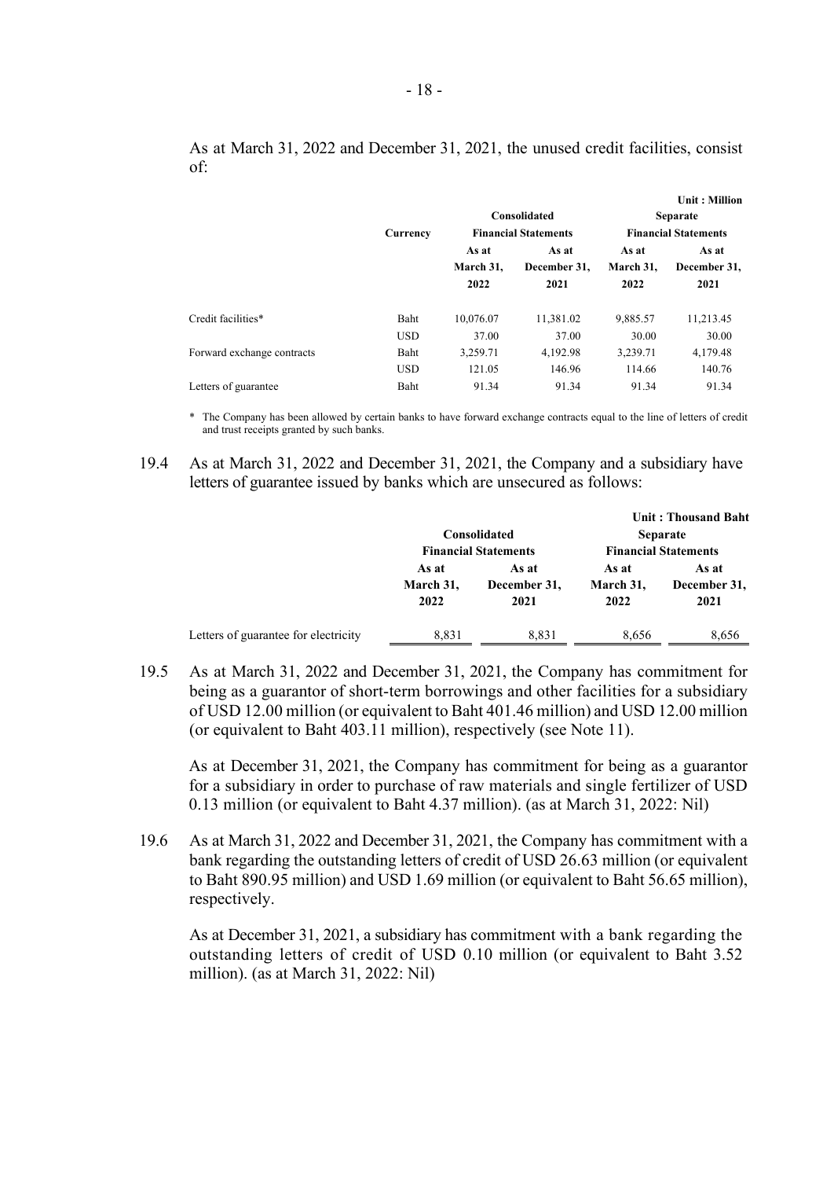As at March 31, 2022 and December 31, 2021, the unused credit facilities, consist of:

| | | | | | Unit : Million |
|---|---|---|---|---|---|
| | Currency | Consolidated Financial Statements | | Separate Financial Statements | |
| | | As at March 31, 2022 | As at December 31, 2021 | As at March 31, 2022 | As at December 31, 2021 |
| Credit facilities* | Baht | 10,076.07 | 11,381.02 | 9,885.57 | 11,213.45 |
| | USD | 37.00 | 37.00 | 30.00 | 30.00 |
| Forward exchange contracts | Baht | 3,259.71 | 4,192.98 | 3,239.71 | 4,179.48 |
| | USD | 121.05 | 146.96 | 114.66 | 140.76 |
| Letters of guarantee | Baht | 91.34 | 91.34 | 91.34 | 91.34 |

\* The Company has been allowed by certain banks to have forward exchange contracts equal to the line of letters of credit and trust receipts granted by such banks.

19.4 As at March 31, 2022 and December 31, 2021, the Company and a subsidiary have letters of guarantee issued by banks which are unsecured as follows:

| | | | | Unit : Thousand Baht |
|---|---|---|---|---|
| | Consolidated Financial Statements | | Separate Financial Statements | |
| | As at March 31, 2022 | As at December 31, 2021 | As at March 31, 2022 | As at December 31, 2021 |
| Letters of guarantee for electricity | 8,831 | 8,831 | 8,656 | 8,656 |

19.5 As at March 31, 2022 and December 31, 2021, the Company has commitment for being as a guarantor of short-term borrowings and other facilities for a subsidiary of USD 12.00 million (or equivalent to Baht 401.46 million) and USD 12.00 million (or equivalent to Baht 403.11 million), respectively (see Note 11).

As at December 31, 2021, the Company has commitment for being as a guarantor for a subsidiary in order to purchase of raw materials and single fertilizer of USD 0.13 million (or equivalent to Baht 4.37 million). (as at March 31, 2022: Nil)

19.6 As at March 31, 2022 and December 31, 2021, the Company has commitment with a bank regarding the outstanding letters of credit of USD 26.63 million (or equivalent to Baht 890.95 million) and USD 1.69 million (or equivalent to Baht 56.65 million), respectively.

As at December 31, 2021, a subsidiary has commitment with a bank regarding the outstanding letters of credit of USD 0.10 million (or equivalent to Baht 3.52 million). (as at March 31, 2022: Nil)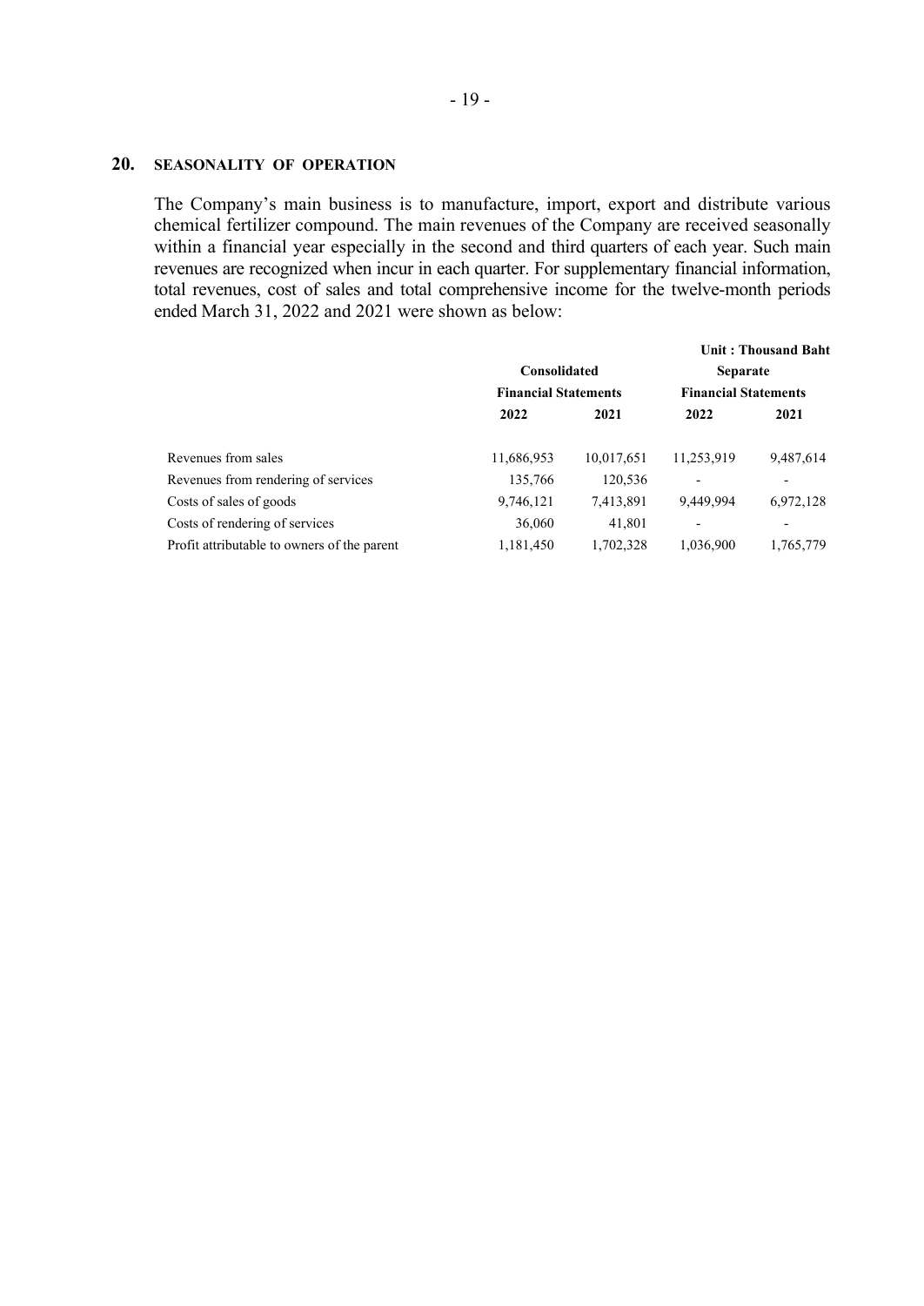## 20. SEASONALITY OF OPERATION

The Company's main business is to manufacture, import, export and distribute various chemical fertilizer compound. The main revenues of the Company are received seasonally within a financial year especially in the second and third quarters of each year. Such main revenues are recognized when incur in each quarter. For supplementary financial information, total revenues, cost of sales and total comprehensive income for the twelve-month periods ended March 31, 2022 and 2021 were shown as below:

**Unit : Thousand Baht**

| | Consolidated Financial Statements | | Separate Financial Statements | |
|---|---|---|---|---|
| | **2022** | **2021** | **2022** | **2021** |
| Revenues from sales | 11,686,953 | 10,017,651 | 11,253,919 | 9,487,614 |
| Revenues from rendering of services | 135,766 | 120,536 | - | - |
| Costs of sales of goods | 9,746,121 | 7,413,891 | 9,449,994 | 6,972,128 |
| Costs of rendering of services | 36,060 | 41,801 | - | - |
| Profit attributable to owners of the parent | 1,181,450 | 1,702,328 | 1,036,900 | 1,765,779 |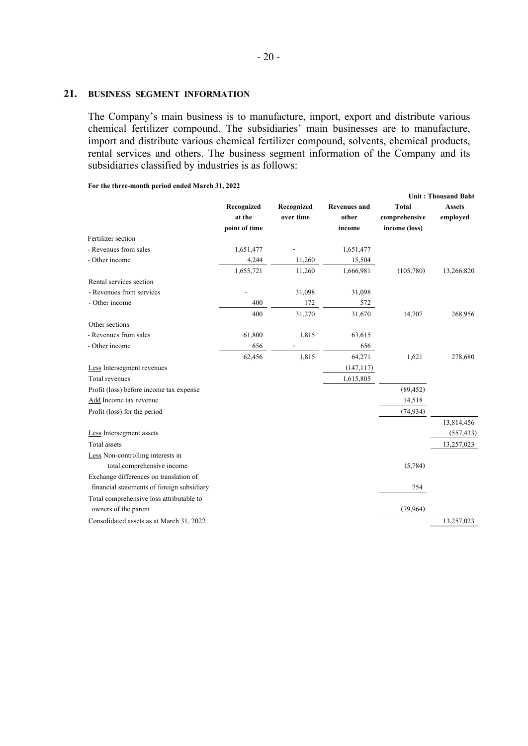## 21. BUSINESS SEGMENT INFORMATION

The Company's main business is to manufacture, import, export and distribute various chemical fertilizer compound. The subsidiaries' main businesses are to manufacture, import and distribute various chemical fertilizer compound, solvents, chemical products, rental services and others. The business segment information of the Company and its subsidiaries classified by industries is as follows:

**For the three-month period ended March 31, 2022**

Unit : Thousand Baht

| | Recognized at the point of time | Recognized over time | Revenues and other income | Total comprehensive income (loss) | Assets employed |
|---|---|---|---|---|---|
| Fertilizer section | | | | | |
| - Revenues from sales | 1,651,477 | - | 1,651,477 | | |
| - Other income | 4,244 | 11,260 | 15,504 | | |
| | 1,655,721 | 11,260 | 1,666,981 | (105,780) | 13,266,820 |
| Rental services section | | | | | |
| - Revenues from services | - | 31,098 | 31,098 | | |
| - Other income | 400 | 172 | 572 | | |
| | 400 | 31,270 | 31,670 | 14,707 | 268,956 |
| Other sections | | | | | |
| - Revenues from sales | 61,800 | 1,815 | 63,615 | | |
| - Other income | 656 | - | 656 | | |
| | 62,456 | 1,815 | 64,271 | 1,621 | 278,680 |
| Less Intersegment revenues | | | (147,117) | | |
| Total revenues | | | 1,615,805 | | |
| Profit (loss) before income tax expense | | | | (89,452) | |
| Add Income tax revenue | | | | 14,518 | |
| Profit (loss) for the period | | | | (74,934) | |
| | | | | | 13,814,456 |
| Less Intersegment assets | | | | | (557,433) |
| Total assets | | | | | 13,257,023 |
| Less Non-controlling interests in total comprehensive income | | | | (5,784) | |
| Exchange differences on translation of financial statements of foreign subsidiary | | | | 754 | |
| Total comprehensive loss attributable to owners of the parent | | | | (79,964) | |
| Consolidated assets as at March 31, 2022 | | | | | 13,257,023 |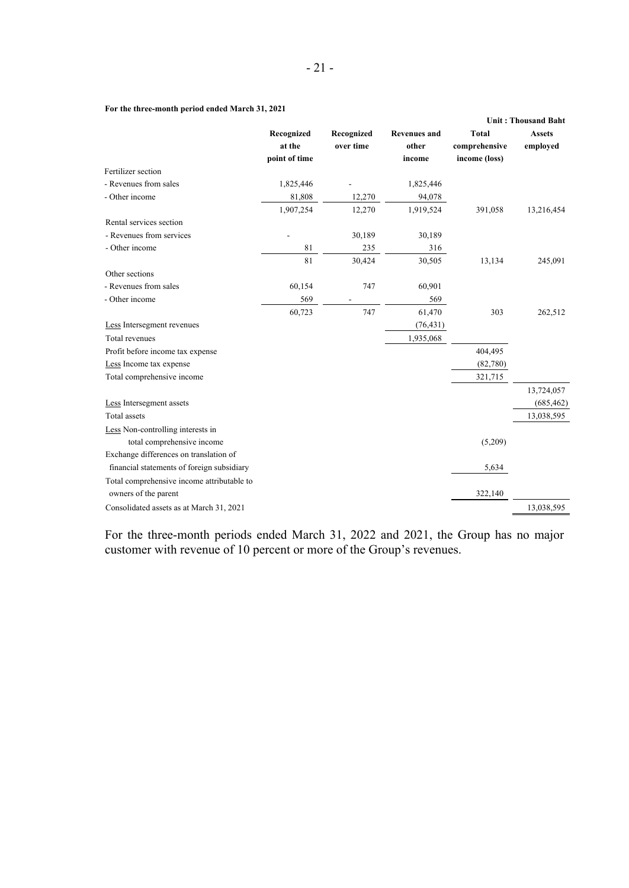**For the three-month period ended March 31, 2021**

**Unit : Thousand Baht**

| | Recognized at the point of time | Recognized over time | Revenues and other income | Total comprehensive income (loss) | Assets employed |
|---|---|---|---|---|---|
| Fertilizer section | | | | | |
| - Revenues from sales | 1,825,446 | - | 1,825,446 | | |
| - Other income | 81,808 | 12,270 | 94,078 | | |
| | 1,907,254 | 12,270 | 1,919,524 | 391,058 | 13,216,454 |
| Rental services section | | | | | |
| - Revenues from services | - | 30,189 | 30,189 | | |
| - Other income | 81 | 235 | 316 | | |
| | 81 | 30,424 | 30,505 | 13,134 | 245,091 |
| Other sections | | | | | |
| - Revenues from sales | 60,154 | 747 | 60,901 | | |
| - Other income | 569 | - | 569 | | |
| | 60,723 | 747 | 61,470 | 303 | 262,512 |
| Less Intersegment revenues | | | (76,431) | | |
| Total revenues | | | 1,935,068 | | |
| Profit before income tax expense | | | | 404,495 | |
| Less Income tax expense | | | | (82,780) | |
| Total comprehensive income | | | | 321,715 | |
| | | | | | 13,724,057 |
| Less Intersegment assets | | | | | (685,462) |
| Total assets | | | | | 13,038,595 |
| Less Non-controlling interests in total comprehensive income | | | | (5,209) | |
| Exchange differences on translation of financial statements of foreign subsidiary | | | | 5,634 | |
| Total comprehensive income attributable to owners of the parent | | | | 322,140 | |
| Consolidated assets as at March 31, 2021 | | | | | 13,038,595 |

For the three-month periods ended March 31, 2022 and 2021, the Group has no major customer with revenue of 10 percent or more of the Group's revenues.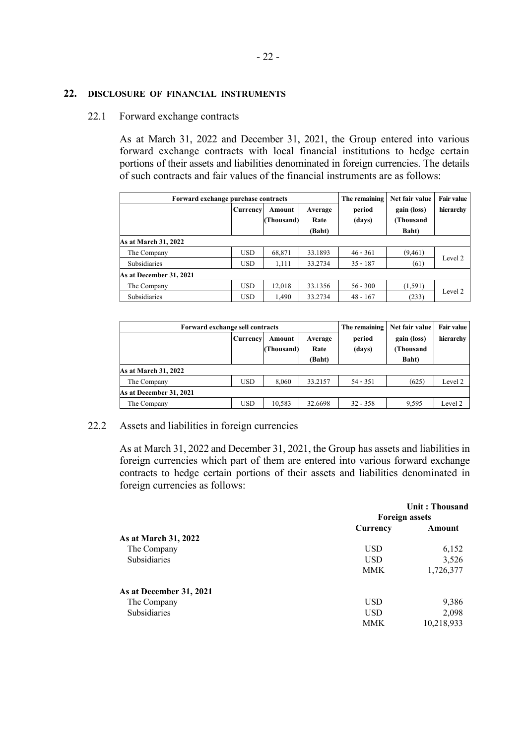## 22. DISCLOSURE OF FINANCIAL INSTRUMENTS

### 22.1 Forward exchange contracts

As at March 31, 2022 and December 31, 2021, the Group entered into various forward exchange contracts with local financial institutions to hedge certain portions of their assets and liabilities denominated in foreign currencies. The details of such contracts and fair values of the financial instruments are as follows:

| Forward exchange purchase contracts | | | | The remaining | Net fair value | Fair value |
|---|---|---|---|---|---|---|
| | Currency | Amount (Thousand) | Average Rate (Baht) | period (days) | gain (loss) (Thousand Baht) | hierarchy |
| **As at March 31, 2022** | | | | | | |
| The Company | USD | 68,871 | 33.1893 | 46 - 361 | (9,461) | Level 2 |
| Subsidiaries | USD | 1,111 | 33.2734 | 35 - 187 | (61) | |
| **As at December 31, 2021** | | | | | | |
| The Company | USD | 12,018 | 33.1356 | 56 - 300 | (1,591) | Level 2 |
| Subsidiaries | USD | 1,490 | 33.2734 | 48 - 167 | (233) | |

| Forward exchange sell contracts | | | | The remaining | Net fair value | Fair value |
|---|---|---|---|---|---|---|
| | Currency | Amount (Thousand) | Average Rate (Baht) | period (days) | gain (loss) (Thousand Baht) | hierarchy |
| **As at March 31, 2022** | | | | | | |
| The Company | USD | 8,060 | 33.2157 | 54 - 351 | (625) | Level 2 |
| **As at December 31, 2021** | | | | | | |
| The Company | USD | 10,583 | 32.6698 | 32 - 358 | 9,595 | Level 2 |

### 22.2 Assets and liabilities in foreign currencies

As at March 31, 2022 and December 31, 2021, the Group has assets and liabilities in foreign currencies which part of them are entered into various forward exchange contracts to hedge certain portions of their assets and liabilities denominated in foreign currencies as follows:

| | | Unit : Thousand |
|---|---|---|
| | **Foreign assets** | |
| | **Currency** | **Amount** |
| **As at March 31, 2022** | | |
| The Company | USD | 6,152 |
| Subsidiaries | USD | 3,526 |
| | MMK | 1,726,377 |
| **As at December 31, 2021** | | |
| The Company | USD | 9,386 |
| Subsidiaries | USD | 2,098 |
| | MMK | 10,218,933 |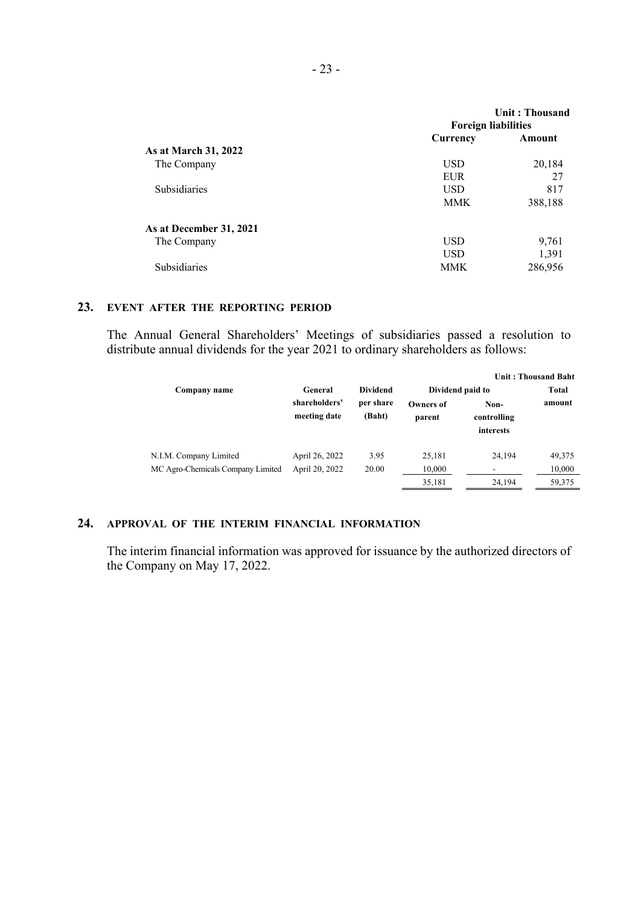| | Foreign liabilities (Unit : Thousand) | |
|---|---|---|
| | Currency | Amount |
| **As at March 31, 2022** | | |
| The Company | USD | 20,184 |
| | EUR | 27 |
| Subsidiaries | USD | 817 |
| | MMK | 388,188 |
| **As at December 31, 2021** | | |
| The Company | USD | 9,761 |
| | USD | 1,391 |
| Subsidiaries | MMK | 286,956 |

## 23. EVENT AFTER THE REPORTING PERIOD

The Annual General Shareholders' Meetings of subsidiaries passed a resolution to distribute annual dividends for the year 2021 to ordinary shareholders as follows:

Unit : Thousand Baht

| Company name | General shareholders' meeting date | Dividend per share (Baht) | Dividend paid to | | Total amount |
|---|---|---|---|---|---|
| | | | Owners of parent | Non-controlling interests | |
| N.I.M. Company Limited | April 26, 2022 | 3.95 | 25,181 | 24,194 | 49,375 |
| MC Agro-Chemicals Company Limited | April 20, 2022 | 20.00 | 10,000 | - | 10,000 |
| | | | 35,181 | 24,194 | 59,375 |

## 24. APPROVAL OF THE INTERIM FINANCIAL INFORMATION

The interim financial information was approved for issuance by the authorized directors of the Company on May 17, 2022.